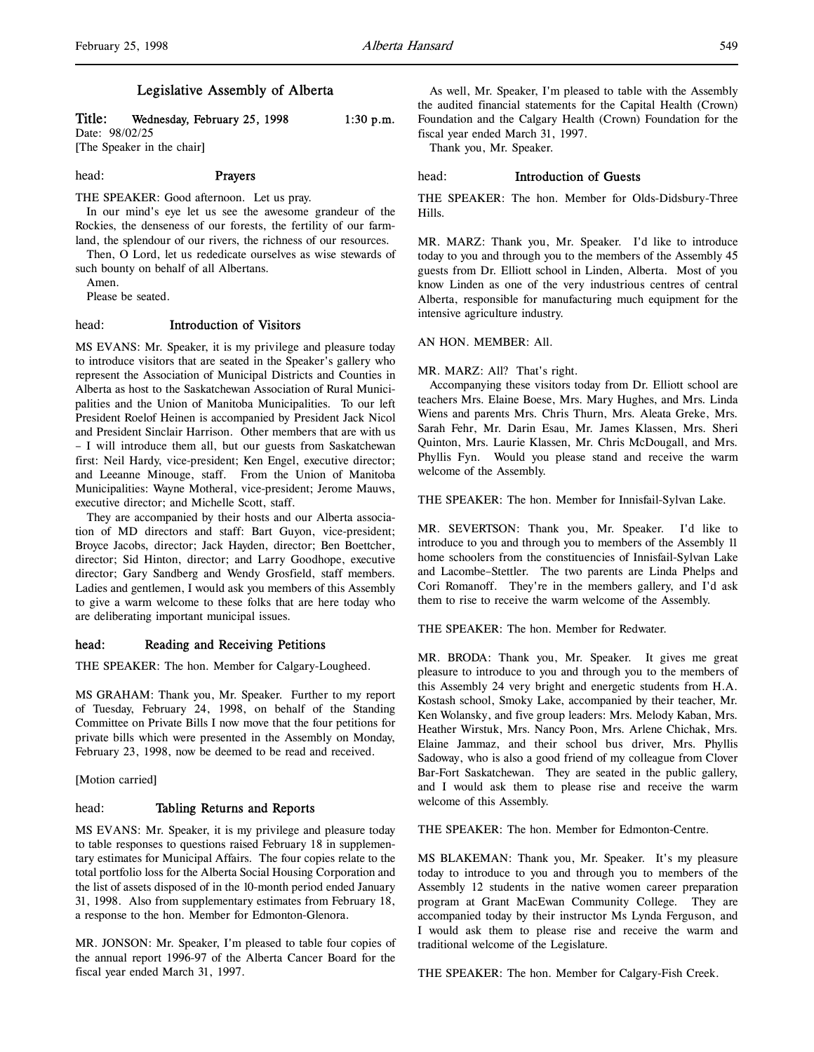# Legislative Assembly of Alberta

**Title: Wednesday, February 25, 1998 1:30 p.m.**
Date: 98/02/25
[The Speaker in the chair]

head: **Prayers**

THE SPEAKER: Good afternoon. Let us pray.

In our mind's eye let us see the awesome grandeur of the Rockies, the denseness of our forests, the fertility of our farmland, the splendour of our rivers, the richness of our resources.

Then, O Lord, let us rededicate ourselves as wise stewards of such bounty on behalf of all Albertans.

Amen.

Please be seated.

head: **Introduction of Visitors**

MS EVANS: Mr. Speaker, it is my privilege and pleasure today to introduce visitors that are seated in the Speaker's gallery who represent the Association of Municipal Districts and Counties in Alberta as host to the Saskatchewan Association of Rural Municipalities and the Union of Manitoba Municipalities. To our left President Roelof Heinen is accompanied by President Jack Nicol and President Sinclair Harrison. Other members that are with us – I will introduce them all, but our guests from Saskatchewan first: Neil Hardy, vice-president; Ken Engel, executive director; and Leeanne Minouge, staff. From the Union of Manitoba Municipalities: Wayne Motheral, vice-president; Jerome Mauws, executive director; and Michelle Scott, staff.

They are accompanied by their hosts and our Alberta association of MD directors and staff: Bart Guyon, vice-president; Broyce Jacobs, director; Jack Hayden, director; Ben Boettcher, director; Sid Hinton, director; and Larry Goodhope, executive director; Gary Sandberg and Wendy Grosfield, staff members. Ladies and gentlemen, I would ask you members of this Assembly to give a warm welcome to these folks that are here today who are deliberating important municipal issues.

head: **Reading and Receiving Petitions**

THE SPEAKER: The hon. Member for Calgary-Lougheed.

MS GRAHAM: Thank you, Mr. Speaker. Further to my report of Tuesday, February 24, 1998, on behalf of the Standing Committee on Private Bills I now move that the four petitions for private bills which were presented in the Assembly on Monday, February 23, 1998, now be deemed to be read and received.

[Motion carried]

head: **Tabling Returns and Reports**

MS EVANS: Mr. Speaker, it is my privilege and pleasure today to table responses to questions raised February 18 in supplementary estimates for Municipal Affairs. The four copies relate to the total portfolio loss for the Alberta Social Housing Corporation and the list of assets disposed of in the 10-month period ended January 31, 1998. Also from supplementary estimates from February 18, a response to the hon. Member for Edmonton-Glenora.

MR. JONSON: Mr. Speaker, I'm pleased to table four copies of the annual report 1996-97 of the Alberta Cancer Board for the fiscal year ended March 31, 1997.

As well, Mr. Speaker, I'm pleased to table with the Assembly the audited financial statements for the Capital Health (Crown) Foundation and the Calgary Health (Crown) Foundation for the fiscal year ended March 31, 1997.

Thank you, Mr. Speaker.

head: **Introduction of Guests**

THE SPEAKER: The hon. Member for Olds-Didsbury-Three Hills.

MR. MARZ: Thank you, Mr. Speaker. I'd like to introduce today to you and through you to the members of the Assembly 45 guests from Dr. Elliott school in Linden, Alberta. Most of you know Linden as one of the very industrious centres of central Alberta, responsible for manufacturing much equipment for the intensive agriculture industry.

AN HON. MEMBER: All.

MR. MARZ: All? That's right.

Accompanying these visitors today from Dr. Elliott school are teachers Mrs. Elaine Boese, Mrs. Mary Hughes, and Mrs. Linda Wiens and parents Mrs. Chris Thurn, Mrs. Aleata Greke, Mrs. Sarah Fehr, Mr. Darin Esau, Mr. James Klassen, Mrs. Sheri Quinton, Mrs. Laurie Klassen, Mr. Chris McDougall, and Mrs. Phyllis Fyn. Would you please stand and receive the warm welcome of the Assembly.

THE SPEAKER: The hon. Member for Innisfail-Sylvan Lake.

MR. SEVERTSON: Thank you, Mr. Speaker. I'd like to introduce to you and through you to members of the Assembly 11 home schoolers from the constituencies of Innisfail-Sylvan Lake and Lacombe-Stettler. The two parents are Linda Phelps and Cori Romanoff. They're in the members gallery, and I'd ask them to rise to receive the warm welcome of the Assembly.

THE SPEAKER: The hon. Member for Redwater.

MR. BRODA: Thank you, Mr. Speaker. It gives me great pleasure to introduce to you and through you to the members of this Assembly 24 very bright and energetic students from H.A. Kostash school, Smoky Lake, accompanied by their teacher, Mr. Ken Wolansky, and five group leaders: Mrs. Melody Kaban, Mrs. Heather Wirstuk, Mrs. Nancy Poon, Mrs. Arlene Chichak, Mrs. Elaine Jammaz, and their school bus driver, Mrs. Phyllis Sadoway, who is also a good friend of my colleague from Clover Bar-Fort Saskatchewan. They are seated in the public gallery, and I would ask them to please rise and receive the warm welcome of this Assembly.

THE SPEAKER: The hon. Member for Edmonton-Centre.

MS BLAKEMAN: Thank you, Mr. Speaker. It's my pleasure today to introduce to you and through you to members of the Assembly 12 students in the native women career preparation program at Grant MacEwan Community College. They are accompanied today by their instructor Ms Lynda Ferguson, and I would ask them to please rise and receive the warm and traditional welcome of the Legislature.

THE SPEAKER: The hon. Member for Calgary-Fish Creek.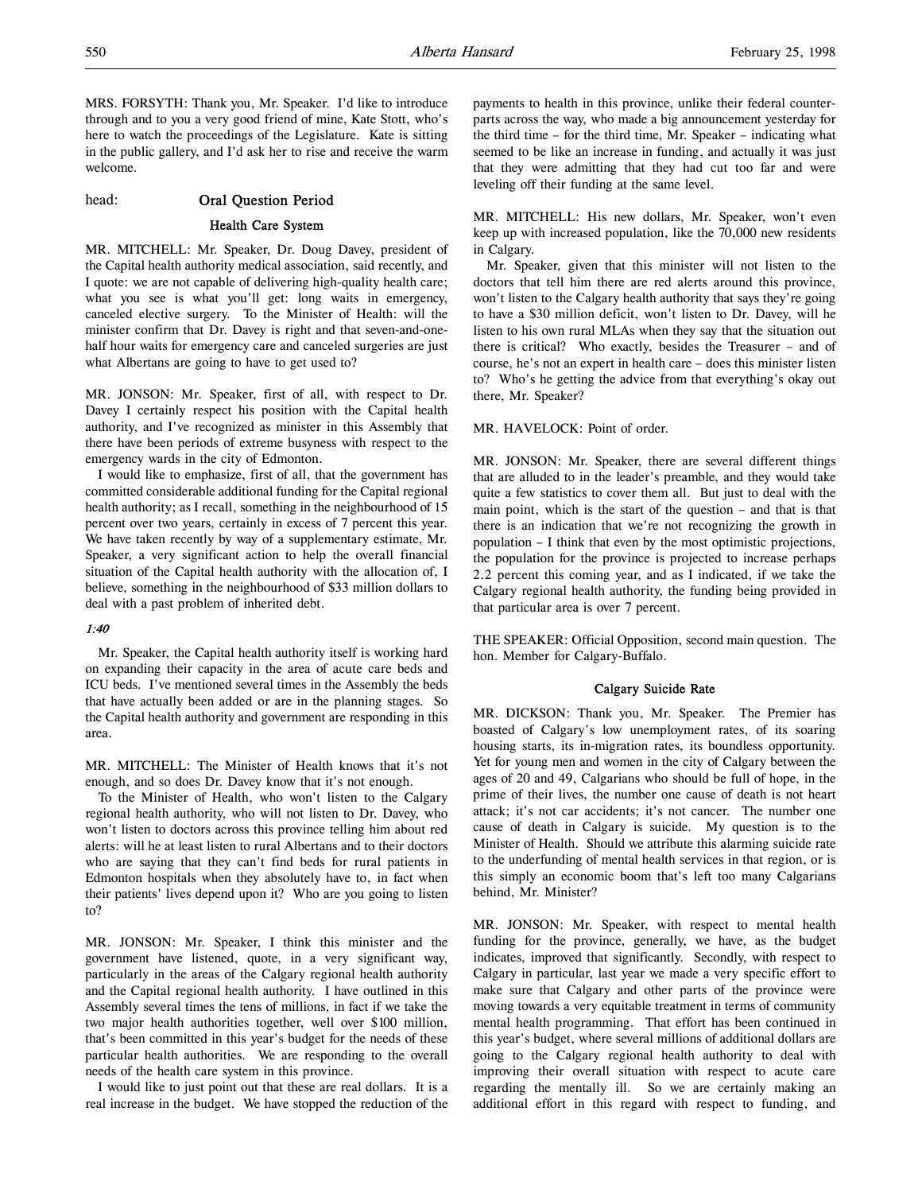MRS. FORSYTH: Thank you, Mr. Speaker. I'd like to introduce through and to you a very good friend of mine, Kate Stott, who's here to watch the proceedings of the Legislature. Kate is sitting in the public gallery, and I'd ask her to rise and receive the warm welcome.

head: **Oral Question Period**

### Health Care System

MR. MITCHELL: Mr. Speaker, Dr. Doug Davey, president of the Capital health authority medical association, said recently, and I quote: we are not capable of delivering high-quality health care; what you see is what you'll get: long waits in emergency, canceled elective surgery. To the Minister of Health: will the minister confirm that Dr. Davey is right and that seven-and-one-half hour waits for emergency care and canceled surgeries are just what Albertans are going to have to get used to?

MR. JONSON: Mr. Speaker, first of all, with respect to Dr. Davey I certainly respect his position with the Capital health authority, and I've recognized as minister in this Assembly that there have been periods of extreme busyness with respect to the emergency wards in the city of Edmonton.

I would like to emphasize, first of all, that the government has committed considerable additional funding for the Capital regional health authority; as I recall, something in the neighbourhood of 15 percent over two years, certainly in excess of 7 percent this year. We have taken recently by way of a supplementary estimate, Mr. Speaker, a very significant action to help the overall financial situation of the Capital health authority with the allocation of, I believe, something in the neighbourhood of $33 million dollars to deal with a past problem of inherited debt.

*1:40*

Mr. Speaker, the Capital health authority itself is working hard on expanding their capacity in the area of acute care beds and ICU beds. I've mentioned several times in the Assembly the beds that have actually been added or are in the planning stages. So the Capital health authority and government are responding in this area.

MR. MITCHELL: The Minister of Health knows that it's not enough, and so does Dr. Davey know that it's not enough.

To the Minister of Health, who won't listen to the Calgary regional health authority, who will not listen to Dr. Davey, who won't listen to doctors across this province telling him about red alerts: will he at least listen to rural Albertans and to their doctors who are saying that they can't find beds for rural patients in Edmonton hospitals when they absolutely have to, in fact when their patients' lives depend upon it? Who are you going to listen to?

MR. JONSON: Mr. Speaker, I think this minister and the government have listened, quote, in a very significant way, particularly in the areas of the Calgary regional health authority and the Capital regional health authority. I have outlined in this Assembly several times the tens of millions, in fact if we take the two major health authorities together, well over $100 million, that's been committed in this year's budget for the needs of these particular health authorities. We are responding to the overall needs of the health care system in this province.

I would like to just point out that these are real dollars. It is a real increase in the budget. We have stopped the reduction of the payments to health in this province, unlike their federal counterparts across the way, who made a big announcement yesterday for the third time – for the third time, Mr. Speaker – indicating what seemed to be like an increase in funding, and actually it was just that they were admitting that they had cut too far and were leveling off their funding at the same level.

MR. MITCHELL: His new dollars, Mr. Speaker, won't even keep up with increased population, like the 70,000 new residents in Calgary.

Mr. Speaker, given that this minister will not listen to the doctors that tell him there are red alerts around this province, won't listen to the Calgary health authority that says they're going to have a $30 million deficit, won't listen to Dr. Davey, will he listen to his own rural MLAs when they say that the situation out there is critical? Who exactly, besides the Treasurer – and of course, he's not an expert in health care – does this minister listen to? Who's he getting the advice from that everything's okay out there, Mr. Speaker?

MR. HAVELOCK: Point of order.

MR. JONSON: Mr. Speaker, there are several different things that are alluded to in the leader's preamble, and they would take quite a few statistics to cover them all. But just to deal with the main point, which is the start of the question – and that is that there is an indication that we're not recognizing the growth in population – I think that even by the most optimistic projections, the population for the province is projected to increase perhaps 2.2 percent this coming year, and as I indicated, if we take the Calgary regional health authority, the funding being provided in that particular area is over 7 percent.

THE SPEAKER: Official Opposition, second main question. The hon. Member for Calgary-Buffalo.

### Calgary Suicide Rate

MR. DICKSON: Thank you, Mr. Speaker. The Premier has boasted of Calgary's low unemployment rates, of its soaring housing starts, its in-migration rates, its boundless opportunity. Yet for young men and women in the city of Calgary between the ages of 20 and 49, Calgarians who should be full of hope, in the prime of their lives, the number one cause of death is not heart attack; it's not car accidents; it's not cancer. The number one cause of death in Calgary is suicide. My question is to the Minister of Health. Should we attribute this alarming suicide rate to the underfunding of mental health services in that region, or is this simply an economic boom that's left too many Calgarians behind, Mr. Minister?

MR. JONSON: Mr. Speaker, with respect to mental health funding for the province, generally, we have, as the budget indicates, improved that significantly. Secondly, with respect to Calgary in particular, last year we made a very specific effort to make sure that Calgary and other parts of the province were moving towards a very equitable treatment in terms of community mental health programming. That effort has been continued in this year's budget, where several millions of additional dollars are going to the Calgary regional health authority to deal with improving their overall situation with respect to acute care regarding the mentally ill. So we are certainly making an additional effort in this regard with respect to funding, and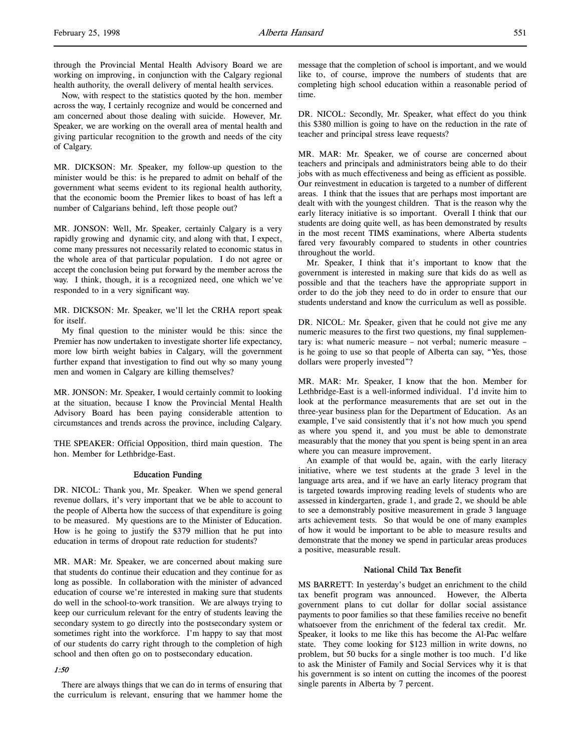through the Provincial Mental Health Advisory Board we are working on improving, in conjunction with the Calgary regional health authority, the overall delivery of mental health services.

Now, with respect to the statistics quoted by the hon. member across the way, I certainly recognize and would be concerned and am concerned about those dealing with suicide. However, Mr. Speaker, we are working on the overall area of mental health and giving particular recognition to the growth and needs of the city of Calgary.

MR. DICKSON: Mr. Speaker, my follow-up question to the minister would be this: is he prepared to admit on behalf of the government what seems evident to its regional health authority, that the economic boom the Premier likes to boast of has left a number of Calgarians behind, left those people out?

MR. JONSON: Well, Mr. Speaker, certainly Calgary is a very rapidly growing and dynamic city, and along with that, I expect, come many pressures not necessarily related to economic status in the whole area of that particular population. I do not agree or accept the conclusion being put forward by the member across the way. I think, though, it is a recognized need, one which we've responded to in a very significant way.

MR. DICKSON: Mr. Speaker, we'll let the CRHA report speak for itself.

My final question to the minister would be this: since the Premier has now undertaken to investigate shorter life expectancy, more low birth weight babies in Calgary, will the government further expand that investigation to find out why so many young men and women in Calgary are killing themselves?

MR. JONSON: Mr. Speaker, I would certainly commit to looking at the situation, because I know the Provincial Mental Health Advisory Board has been paying considerable attention to circumstances and trends across the province, including Calgary.

THE SPEAKER: Official Opposition, third main question. The hon. Member for Lethbridge-East.

### Education Funding

DR. NICOL: Thank you, Mr. Speaker. When we spend general revenue dollars, it's very important that we be able to account to the people of Alberta how the success of that expenditure is going to be measured. My questions are to the Minister of Education. How is he going to justify the $379 million that he put into education in terms of dropout rate reduction for students?

MR. MAR: Mr. Speaker, we are concerned about making sure that students do continue their education and they continue for as long as possible. In collaboration with the minister of advanced education of course we're interested in making sure that students do well in the school-to-work transition. We are always trying to keep our curriculum relevant for the entry of students leaving the secondary system to go directly into the postsecondary system or sometimes right into the workforce. I'm happy to say that most of our students do carry right through to the completion of high school and then often go on to postsecondary education.

*1:50*

There are always things that we can do in terms of ensuring that the curriculum is relevant, ensuring that we hammer home the message that the completion of school is important, and we would like to, of course, improve the numbers of students that are completing high school education within a reasonable period of time.

DR. NICOL: Secondly, Mr. Speaker, what effect do you think this $380 million is going to have on the reduction in the rate of teacher and principal stress leave requests?

MR. MAR: Mr. Speaker, we of course are concerned about teachers and principals and administrators being able to do their jobs with as much effectiveness and being as efficient as possible. Our reinvestment in education is targeted to a number of different areas. I think that the issues that are perhaps most important are dealt with with the youngest children. That is the reason why the early literacy initiative is so important. Overall I think that our students are doing quite well, as has been demonstrated by results in the most recent TIMS examinations, where Alberta students fared very favourably compared to students in other countries throughout the world.

Mr. Speaker, I think that it's important to know that the government is interested in making sure that kids do as well as possible and that the teachers have the appropriate support in order to do the job they need to do in order to ensure that our students understand and know the curriculum as well as possible.

DR. NICOL: Mr. Speaker, given that he could not give me any numeric measures to the first two questions, my final supplementary is: what numeric measure – not verbal; numeric measure – is he going to use so that people of Alberta can say, "Yes, those dollars were properly invested"?

MR. MAR: Mr. Speaker, I know that the hon. Member for Lethbridge-East is a well-informed individual. I'd invite him to look at the performance measurements that are set out in the three-year business plan for the Department of Education. As an example, I've said consistently that it's not how much you spend as where you spend it, and you must be able to demonstrate measurably that the money that you spent is being spent in an area where you can measure improvement.

An example of that would be, again, with the early literacy initiative, where we test students at the grade 3 level in the language arts area, and if we have an early literacy program that is targeted towards improving reading levels of students who are assessed in kindergarten, grade 1, and grade 2, we should be able to see a demonstrably positive measurement in grade 3 language arts achievement tests. So that would be one of many examples of how it would be important to be able to measure results and demonstrate that the money we spend in particular areas produces a positive, measurable result.

### National Child Tax Benefit

MS BARRETT: In yesterday's budget an enrichment to the child tax benefit program was announced. However, the Alberta government plans to cut dollar for dollar social assistance payments to poor families so that these families receive no benefit whatsoever from the enrichment of the federal tax credit. Mr. Speaker, it looks to me like this has become the Al-Pac welfare state. They come looking for $123 million in write downs, no problem, but 50 bucks for a single mother is too much. I'd like to ask the Minister of Family and Social Services why it is that his government is so intent on cutting the incomes of the poorest single parents in Alberta by 7 percent.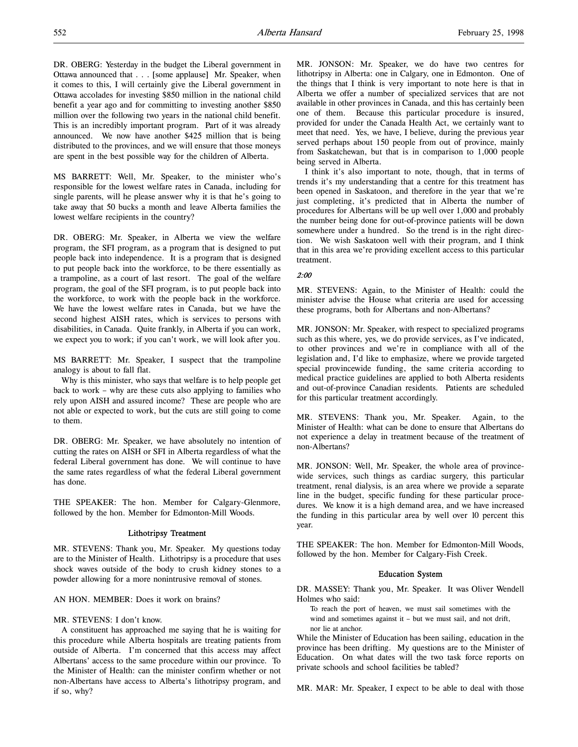DR. OBERG: Yesterday in the budget the Liberal government in Ottawa announced that . . . [some applause] Mr. Speaker, when it comes to this, I will certainly give the Liberal government in Ottawa accolades for investing $850 million in the national child benefit a year ago and for committing to investing another $850 million over the following two years in the national child benefit. This is an incredibly important program. Part of it was already announced. We now have another $425 million that is being distributed to the provinces, and we will ensure that those moneys are spent in the best possible way for the children of Alberta.

MS BARRETT: Well, Mr. Speaker, to the minister who's responsible for the lowest welfare rates in Canada, including for single parents, will he please answer why it is that he's going to take away that 50 bucks a month and leave Alberta families the lowest welfare recipients in the country?

DR. OBERG: Mr. Speaker, in Alberta we view the welfare program, the SFI program, as a program that is designed to put people back into independence. It is a program that is designed to put people back into the workforce, to be there essentially as a trampoline, as a court of last resort. The goal of the welfare program, the goal of the SFI program, is to put people back into the workforce, to work with the people back in the workforce. We have the lowest welfare rates in Canada, but we have the second highest AISH rates, which is services to persons with disabilities, in Canada. Quite frankly, in Alberta if you can work, we expect you to work; if you can't work, we will look after you.

MS BARRETT: Mr. Speaker, I suspect that the trampoline analogy is about to fall flat.

Why is this minister, who says that welfare is to help people get back to work – why are these cuts also applying to families who rely upon AISH and assured income? These are people who are not able or expected to work, but the cuts are still going to come to them.

DR. OBERG: Mr. Speaker, we have absolutely no intention of cutting the rates on AISH or SFI in Alberta regardless of what the federal Liberal government has done. We will continue to have the same rates regardless of what the federal Liberal government has done.

THE SPEAKER: The hon. Member for Calgary-Glenmore, followed by the hon. Member for Edmonton-Mill Woods.

### Lithotripsy Treatment

MR. STEVENS: Thank you, Mr. Speaker. My questions today are to the Minister of Health. Lithotripsy is a procedure that uses shock waves outside of the body to crush kidney stones to a powder allowing for a more nonintrusive removal of stones.

AN HON. MEMBER: Does it work on brains?

MR. STEVENS: I don't know.

A constituent has approached me saying that he is waiting for this procedure while Alberta hospitals are treating patients from outside of Alberta. I'm concerned that this access may affect Albertans' access to the same procedure within our province. To the Minister of Health: can the minister confirm whether or not non-Albertans have access to Alberta's lithotripsy program, and if so, why?

MR. JONSON: Mr. Speaker, we do have two centres for lithotripsy in Alberta: one in Calgary, one in Edmonton. One of the things that I think is very important to note here is that in Alberta we offer a number of specialized services that are not available in other provinces in Canada, and this has certainly been one of them. Because this particular procedure is insured, provided for under the Canada Health Act, we certainly want to meet that need. Yes, we have, I believe, during the previous year served perhaps about 150 people from out of province, mainly from Saskatchewan, but that is in comparison to 1,000 people being served in Alberta.

I think it's also important to note, though, that in terms of trends it's my understanding that a centre for this treatment has been opened in Saskatoon, and therefore in the year that we're just completing, it's predicted that in Alberta the number of procedures for Albertans will be up well over 1,000 and probably the number being done for out-of-province patients will be down somewhere under a hundred. So the trend is in the right direction. We wish Saskatoon well with their program, and I think that in this area we're providing excellent access to this particular treatment.

*2:00*

MR. STEVENS: Again, to the Minister of Health: could the minister advise the House what criteria are used for accessing these programs, both for Albertans and non-Albertans?

MR. JONSON: Mr. Speaker, with respect to specialized programs such as this where, yes, we do provide services, as I've indicated, to other provinces and we're in compliance with all of the legislation and, I'd like to emphasize, where we provide targeted special provincewide funding, the same criteria according to medical practice guidelines are applied to both Alberta residents and out-of-province Canadian residents. Patients are scheduled for this particular treatment accordingly.

MR. STEVENS: Thank you, Mr. Speaker. Again, to the Minister of Health: what can be done to ensure that Albertans do not experience a delay in treatment because of the treatment of non-Albertans?

MR. JONSON: Well, Mr. Speaker, the whole area of provincewide services, such things as cardiac surgery, this particular treatment, renal dialysis, is an area where we provide a separate line in the budget, specific funding for these particular procedures. We know it is a high demand area, and we have increased the funding in this particular area by well over 10 percent this year.

THE SPEAKER: The hon. Member for Edmonton-Mill Woods, followed by the hon. Member for Calgary-Fish Creek.

### Education System

DR. MASSEY: Thank you, Mr. Speaker. It was Oliver Wendell Holmes who said:

> To reach the port of heaven, we must sail sometimes with the wind and sometimes against it – but we must sail, and not drift, nor lie at anchor.

While the Minister of Education has been sailing, education in the province has been drifting. My questions are to the Minister of Education. On what dates will the two task force reports on private schools and school facilities be tabled?

MR. MAR: Mr. Speaker, I expect to be able to deal with those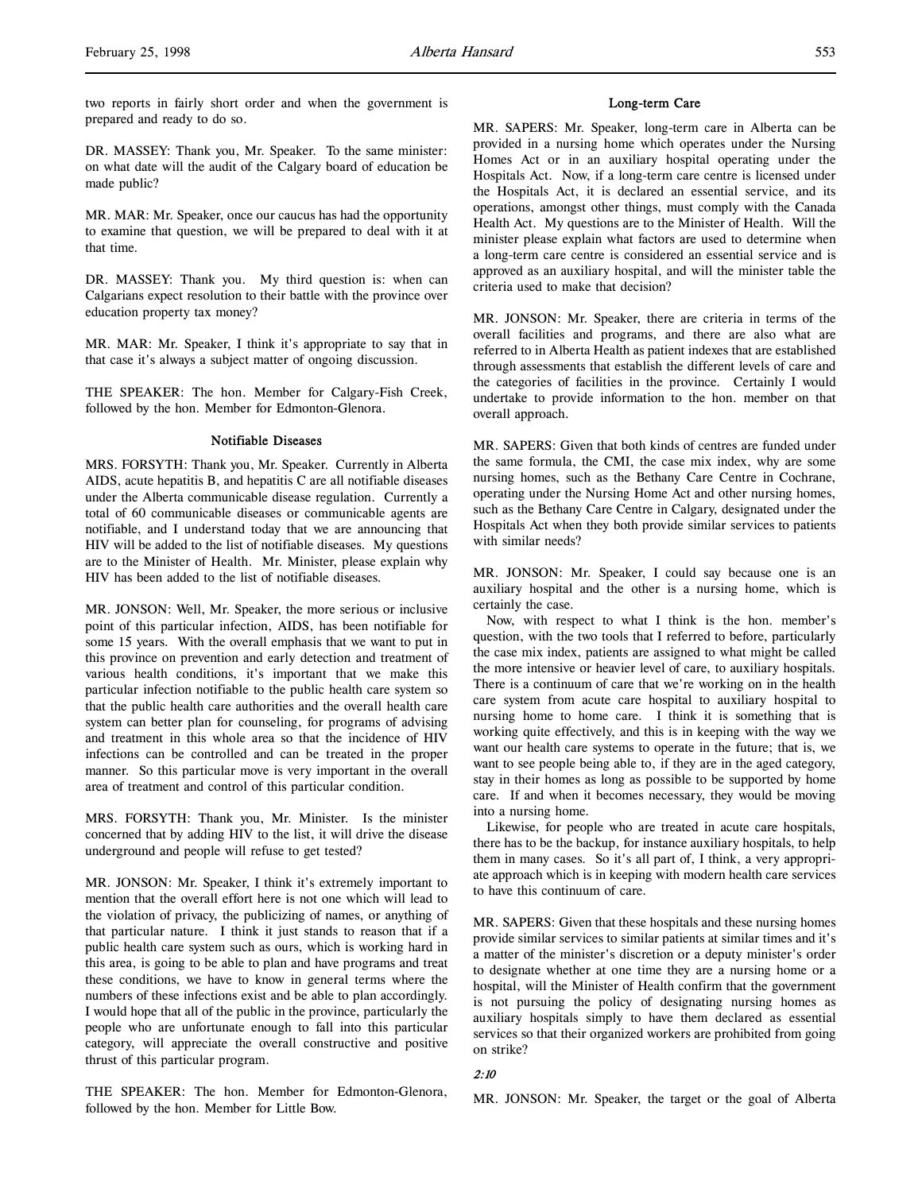two reports in fairly short order and when the government is prepared and ready to do so.

DR. MASSEY: Thank you, Mr. Speaker. To the same minister: on what date will the audit of the Calgary board of education be made public?

MR. MAR: Mr. Speaker, once our caucus has had the opportunity to examine that question, we will be prepared to deal with it at that time.

DR. MASSEY: Thank you. My third question is: when can Calgarians expect resolution to their battle with the province over education property tax money?

MR. MAR: Mr. Speaker, I think it's appropriate to say that in that case it's always a subject matter of ongoing discussion.

THE SPEAKER: The hon. Member for Calgary-Fish Creek, followed by the hon. Member for Edmonton-Glenora.

## Notifiable Diseases

MRS. FORSYTH: Thank you, Mr. Speaker. Currently in Alberta AIDS, acute hepatitis B, and hepatitis C are all notifiable diseases under the Alberta communicable disease regulation. Currently a total of 60 communicable diseases or communicable agents are notifiable, and I understand today that we are announcing that HIV will be added to the list of notifiable diseases. My questions are to the Minister of Health. Mr. Minister, please explain why HIV has been added to the list of notifiable diseases.

MR. JONSON: Well, Mr. Speaker, the more serious or inclusive point of this particular infection, AIDS, has been notifiable for some 15 years. With the overall emphasis that we want to put in this province on prevention and early detection and treatment of various health conditions, it's important that we make this particular infection notifiable to the public health care system so that the public health care authorities and the overall health care system can better plan for counseling, for programs of advising and treatment in this whole area so that the incidence of HIV infections can be controlled and can be treated in the proper manner. So this particular move is very important in the overall area of treatment and control of this particular condition.

MRS. FORSYTH: Thank you, Mr. Minister. Is the minister concerned that by adding HIV to the list, it will drive the disease underground and people will refuse to get tested?

MR. JONSON: Mr. Speaker, I think it's extremely important to mention that the overall effort here is not one which will lead to the violation of privacy, the publicizing of names, or anything of that particular nature. I think it just stands to reason that if a public health care system such as ours, which is working hard in this area, is going to be able to plan and have programs and treat these conditions, we have to know in general terms where the numbers of these infections exist and be able to plan accordingly. I would hope that all of the public in the province, particularly the people who are unfortunate enough to fall into this particular category, will appreciate the overall constructive and positive thrust of this particular program.

THE SPEAKER: The hon. Member for Edmonton-Glenora, followed by the hon. Member for Little Bow.

## Long-term Care

MR. SAPERS: Mr. Speaker, long-term care in Alberta can be provided in a nursing home which operates under the Nursing Homes Act or in an auxiliary hospital operating under the Hospitals Act. Now, if a long-term care centre is licensed under the Hospitals Act, it is declared an essential service, and its operations, amongst other things, must comply with the Canada Health Act. My questions are to the Minister of Health. Will the minister please explain what factors are used to determine when a long-term care centre is considered an essential service and is approved as an auxiliary hospital, and will the minister table the criteria used to make that decision?

MR. JONSON: Mr. Speaker, there are criteria in terms of the overall facilities and programs, and there are also what are referred to in Alberta Health as patient indexes that are established through assessments that establish the different levels of care and the categories of facilities in the province. Certainly I would undertake to provide information to the hon. member on that overall approach.

MR. SAPERS: Given that both kinds of centres are funded under the same formula, the CMI, the case mix index, why are some nursing homes, such as the Bethany Care Centre in Cochrane, operating under the Nursing Home Act and other nursing homes, such as the Bethany Care Centre in Calgary, designated under the Hospitals Act when they both provide similar services to patients with similar needs?

MR. JONSON: Mr. Speaker, I could say because one is an auxiliary hospital and the other is a nursing home, which is certainly the case.

Now, with respect to what I think is the hon. member's question, with the two tools that I referred to before, particularly the case mix index, patients are assigned to what might be called the more intensive or heavier level of care, to auxiliary hospitals. There is a continuum of care that we're working on in the health care system from acute care hospital to auxiliary hospital to nursing home to home care. I think it is something that is working quite effectively, and this is in keeping with the way we want our health care systems to operate in the future; that is, we want to see people being able to, if they are in the aged category, stay in their homes as long as possible to be supported by home care. If and when it becomes necessary, they would be moving into a nursing home.

Likewise, for people who are treated in acute care hospitals, there has to be the backup, for instance auxiliary hospitals, to help them in many cases. So it's all part of, I think, a very appropriate approach which is in keeping with modern health care services to have this continuum of care.

MR. SAPERS: Given that these hospitals and these nursing homes provide similar services to similar patients at similar times and it's a matter of the minister's discretion or a deputy minister's order to designate whether at one time they are a nursing home or a hospital, will the Minister of Health confirm that the government is not pursuing the policy of designating nursing homes as auxiliary hospitals simply to have them declared as essential services so that their organized workers are prohibited from going on strike?

*2:10*

MR. JONSON: Mr. Speaker, the target or the goal of Alberta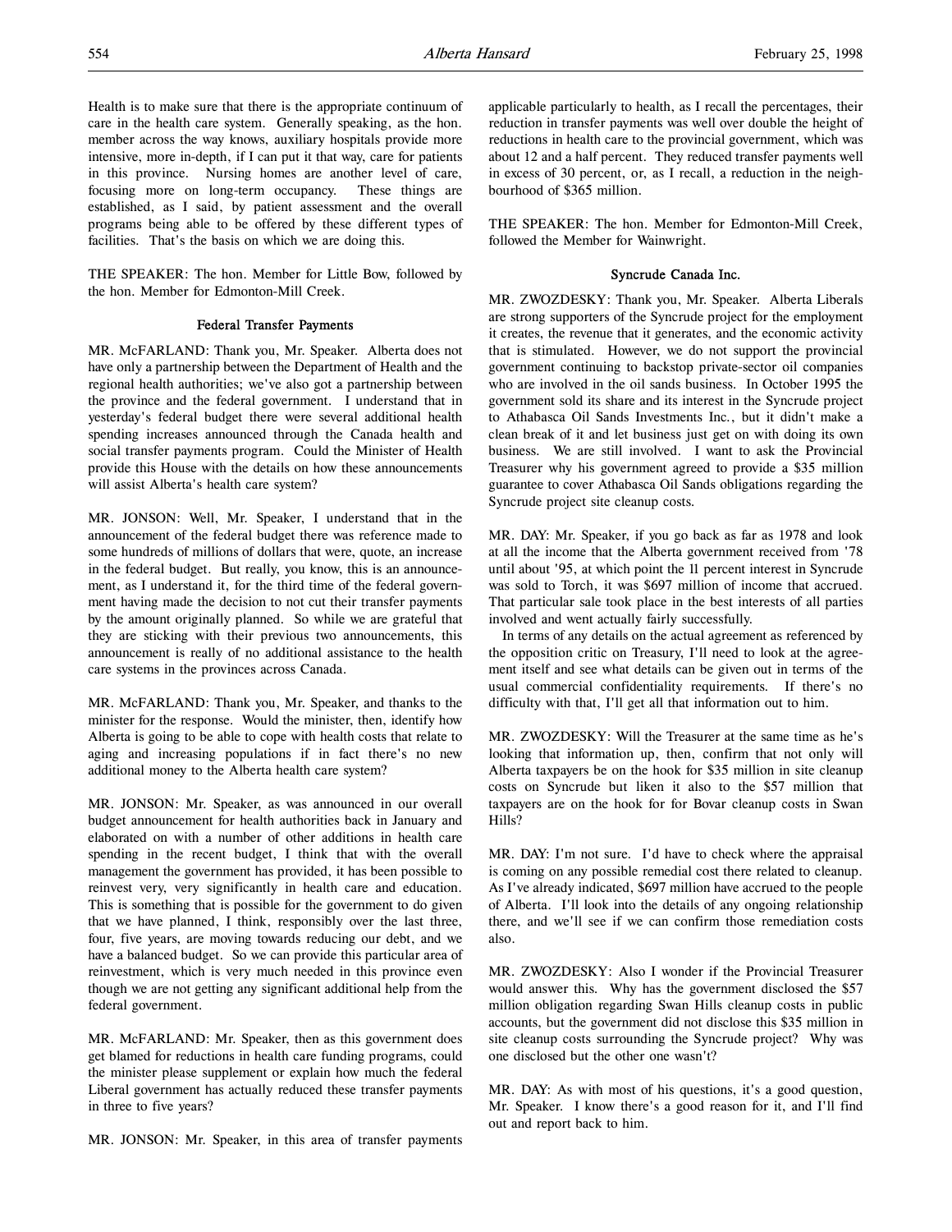Health is to make sure that there is the appropriate continuum of care in the health care system. Generally speaking, as the hon. member across the way knows, auxiliary hospitals provide more intensive, more in-depth, if I can put it that way, care for patients in this province. Nursing homes are another level of care, focusing more on long-term occupancy. These things are established, as I said, by patient assessment and the overall programs being able to be offered by these different types of facilities. That's the basis on which we are doing this.

THE SPEAKER: The hon. Member for Little Bow, followed by the hon. Member for Edmonton-Mill Creek.

### Federal Transfer Payments

MR. McFARLAND: Thank you, Mr. Speaker. Alberta does not have only a partnership between the Department of Health and the regional health authorities; we've also got a partnership between the province and the federal government. I understand that in yesterday's federal budget there were several additional health spending increases announced through the Canada health and social transfer payments program. Could the Minister of Health provide this House with the details on how these announcements will assist Alberta's health care system?

MR. JONSON: Well, Mr. Speaker, I understand that in the announcement of the federal budget there was reference made to some hundreds of millions of dollars that were, quote, an increase in the federal budget. But really, you know, this is an announcement, as I understand it, for the third time of the federal government having made the decision to not cut their transfer payments by the amount originally planned. So while we are grateful that they are sticking with their previous two announcements, this announcement is really of no additional assistance to the health care systems in the provinces across Canada.

MR. McFARLAND: Thank you, Mr. Speaker, and thanks to the minister for the response. Would the minister, then, identify how Alberta is going to be able to cope with health costs that relate to aging and increasing populations if in fact there's no new additional money to the Alberta health care system?

MR. JONSON: Mr. Speaker, as was announced in our overall budget announcement for health authorities back in January and elaborated on with a number of other additions in health care spending in the recent budget, I think that with the overall management the government has provided, it has been possible to reinvest very, very significantly in health care and education. This is something that is possible for the government to do given that we have planned, I think, responsibly over the last three, four, five years, are moving towards reducing our debt, and we have a balanced budget. So we can provide this particular area of reinvestment, which is very much needed in this province even though we are not getting any significant additional help from the federal government.

MR. McFARLAND: Mr. Speaker, then as this government does get blamed for reductions in health care funding programs, could the minister please supplement or explain how much the federal Liberal government has actually reduced these transfer payments in three to five years?

MR. JONSON: Mr. Speaker, in this area of transfer payments applicable particularly to health, as I recall the percentages, their reduction in transfer payments was well over double the height of reductions in health care to the provincial government, which was about 12 and a half percent. They reduced transfer payments well in excess of 30 percent, or, as I recall, a reduction in the neighbourhood of $365 million.

THE SPEAKER: The hon. Member for Edmonton-Mill Creek, followed the Member for Wainwright.

### Syncrude Canada Inc.

MR. ZWOZDESKY: Thank you, Mr. Speaker. Alberta Liberals are strong supporters of the Syncrude project for the employment it creates, the revenue that it generates, and the economic activity that is stimulated. However, we do not support the provincial government continuing to backstop private-sector oil companies who are involved in the oil sands business. In October 1995 the government sold its share and its interest in the Syncrude project to Athabasca Oil Sands Investments Inc., but it didn't make a clean break of it and let business just get on with doing its own business. We are still involved. I want to ask the Provincial Treasurer why his government agreed to provide a $35 million guarantee to cover Athabasca Oil Sands obligations regarding the Syncrude project site cleanup costs.

MR. DAY: Mr. Speaker, if you go back as far as 1978 and look at all the income that the Alberta government received from '78 until about '95, at which point the 11 percent interest in Syncrude was sold to Torch, it was $697 million of income that accrued. That particular sale took place in the best interests of all parties involved and went actually fairly successfully.

In terms of any details on the actual agreement as referenced by the opposition critic on Treasury, I'll need to look at the agreement itself and see what details can be given out in terms of the usual commercial confidentiality requirements. If there's no difficulty with that, I'll get all that information out to him.

MR. ZWOZDESKY: Will the Treasurer at the same time as he's looking that information up, then, confirm that not only will Alberta taxpayers be on the hook for $35 million in site cleanup costs on Syncrude but liken it also to the $57 million that taxpayers are on the hook for for Bovar cleanup costs in Swan Hills?

MR. DAY: I'm not sure. I'd have to check where the appraisal is coming on any possible remedial cost there related to cleanup. As I've already indicated, $697 million have accrued to the people of Alberta. I'll look into the details of any ongoing relationship there, and we'll see if we can confirm those remediation costs also.

MR. ZWOZDESKY: Also I wonder if the Provincial Treasurer would answer this. Why has the government disclosed the $57 million obligation regarding Swan Hills cleanup costs in public accounts, but the government did not disclose this $35 million in site cleanup costs surrounding the Syncrude project? Why was one disclosed but the other one wasn't?

MR. DAY: As with most of his questions, it's a good question, Mr. Speaker. I know there's a good reason for it, and I'll find out and report back to him.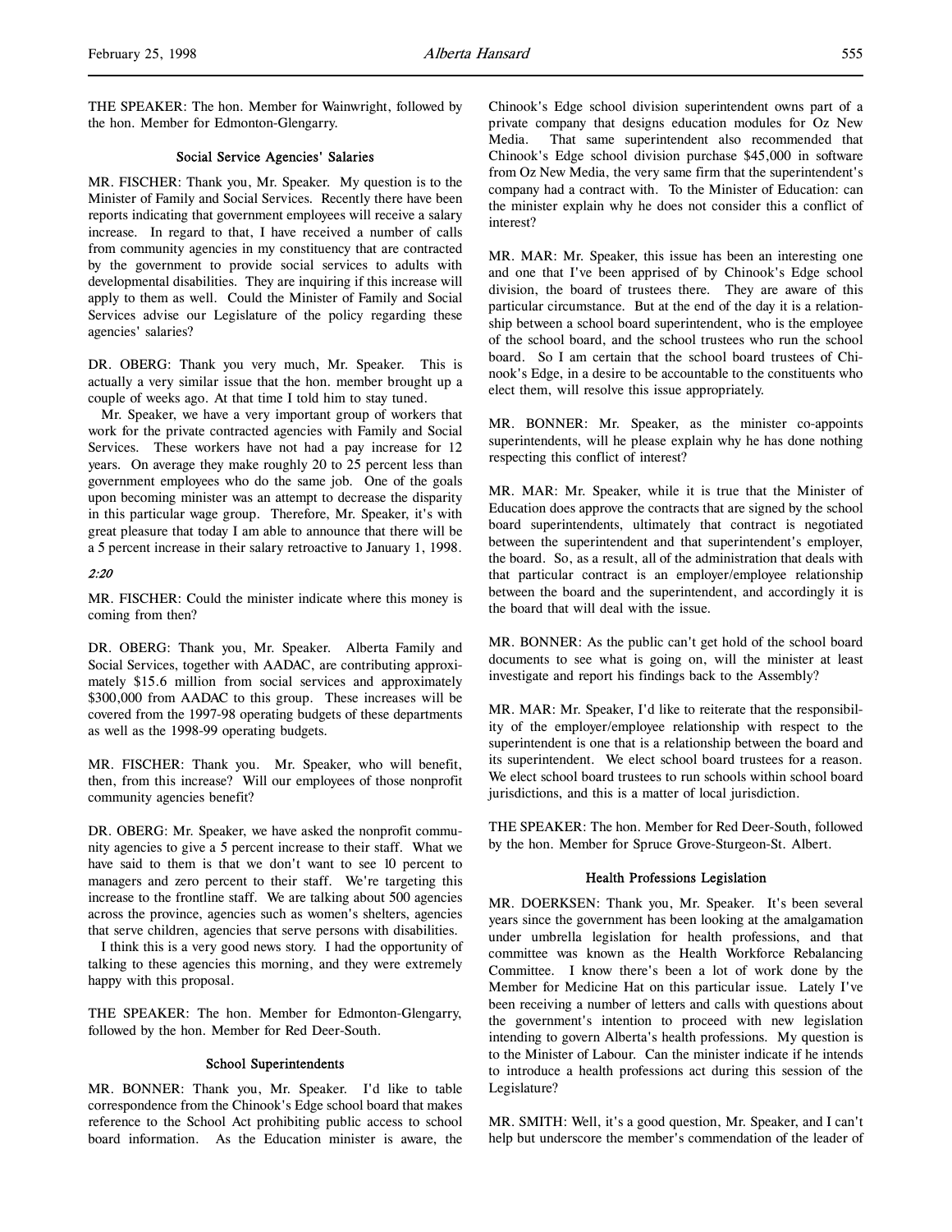THE SPEAKER: The hon. Member for Wainwright, followed by the hon. Member for Edmonton-Glengarry.

### Social Service Agencies' Salaries

MR. FISCHER: Thank you, Mr. Speaker. My question is to the Minister of Family and Social Services. Recently there have been reports indicating that government employees will receive a salary increase. In regard to that, I have received a number of calls from community agencies in my constituency that are contracted by the government to provide social services to adults with developmental disabilities. They are inquiring if this increase will apply to them as well. Could the Minister of Family and Social Services advise our Legislature of the policy regarding these agencies' salaries?

DR. OBERG: Thank you very much, Mr. Speaker. This is actually a very similar issue that the hon. member brought up a couple of weeks ago. At that time I told him to stay tuned.

Mr. Speaker, we have a very important group of workers that work for the private contracted agencies with Family and Social Services. These workers have not had a pay increase for 12 years. On average they make roughly 20 to 25 percent less than government employees who do the same job. One of the goals upon becoming minister was an attempt to decrease the disparity in this particular wage group. Therefore, Mr. Speaker, it's with great pleasure that today I am able to announce that there will be a 5 percent increase in their salary retroactive to January 1, 1998.

*2:20*

MR. FISCHER: Could the minister indicate where this money is coming from then?

DR. OBERG: Thank you, Mr. Speaker. Alberta Family and Social Services, together with AADAC, are contributing approximately $15.6 million from social services and approximately $300,000 from AADAC to this group. These increases will be covered from the 1997-98 operating budgets of these departments as well as the 1998-99 operating budgets.

MR. FISCHER: Thank you. Mr. Speaker, who will benefit, then, from this increase? Will our employees of those nonprofit community agencies benefit?

DR. OBERG: Mr. Speaker, we have asked the nonprofit community agencies to give a 5 percent increase to their staff. What we have said to them is that we don't want to see 10 percent to managers and zero percent to their staff. We're targeting this increase to the frontline staff. We are talking about 500 agencies across the province, agencies such as women's shelters, agencies that serve children, agencies that serve persons with disabilities.

I think this is a very good news story. I had the opportunity of talking to these agencies this morning, and they were extremely happy with this proposal.

THE SPEAKER: The hon. Member for Edmonton-Glengarry, followed by the hon. Member for Red Deer-South.

### School Superintendents

MR. BONNER: Thank you, Mr. Speaker. I'd like to table correspondence from the Chinook's Edge school board that makes reference to the School Act prohibiting public access to school board information. As the Education minister is aware, the Chinook's Edge school division superintendent owns part of a private company that designs education modules for Oz New Media. That same superintendent also recommended that Chinook's Edge school division purchase $45,000 in software from Oz New Media, the very same firm that the superintendent's company had a contract with. To the Minister of Education: can the minister explain why he does not consider this a conflict of interest?

MR. MAR: Mr. Speaker, this issue has been an interesting one and one that I've been apprised of by Chinook's Edge school division, the board of trustees there. They are aware of this particular circumstance. But at the end of the day it is a relationship between a school board superintendent, who is the employee of the school board, and the school trustees who run the school board. So I am certain that the school board trustees of Chinook's Edge, in a desire to be accountable to the constituents who elect them, will resolve this issue appropriately.

MR. BONNER: Mr. Speaker, as the minister co-appoints superintendents, will he please explain why he has done nothing respecting this conflict of interest?

MR. MAR: Mr. Speaker, while it is true that the Minister of Education does approve the contracts that are signed by the school board superintendents, ultimately that contract is negotiated between the superintendent and that superintendent's employer, the board. So, as a result, all of the administration that deals with that particular contract is an employer/employee relationship between the board and the superintendent, and accordingly it is the board that will deal with the issue.

MR. BONNER: As the public can't get hold of the school board documents to see what is going on, will the minister at least investigate and report his findings back to the Assembly?

MR. MAR: Mr. Speaker, I'd like to reiterate that the responsibility of the employer/employee relationship with respect to the superintendent is one that is a relationship between the board and its superintendent. We elect school board trustees for a reason. We elect school board trustees to run schools within school board jurisdictions, and this is a matter of local jurisdiction.

THE SPEAKER: The hon. Member for Red Deer-South, followed by the hon. Member for Spruce Grove-Sturgeon-St. Albert.

### Health Professions Legislation

MR. DOERKSEN: Thank you, Mr. Speaker. It's been several years since the government has been looking at the amalgamation under umbrella legislation for health professions, and that committee was known as the Health Workforce Rebalancing Committee. I know there's been a lot of work done by the Member for Medicine Hat on this particular issue. Lately I've been receiving a number of letters and calls with questions about the government's intention to proceed with new legislation intending to govern Alberta's health professions. My question is to the Minister of Labour. Can the minister indicate if he intends to introduce a health professions act during this session of the Legislature?

MR. SMITH: Well, it's a good question, Mr. Speaker, and I can't help but underscore the member's commendation of the leader of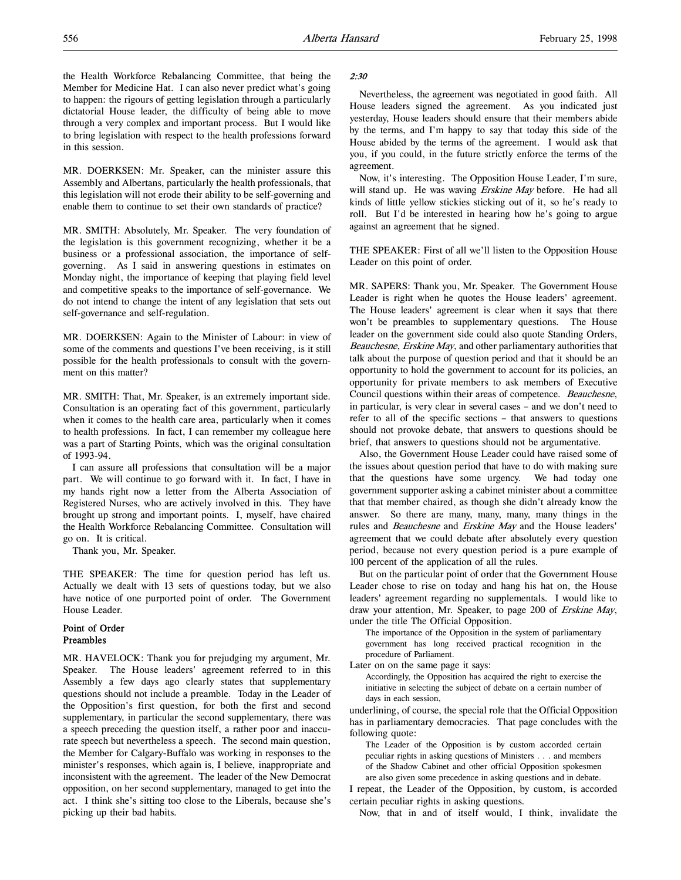the Health Workforce Rebalancing Committee, that being the Member for Medicine Hat. I can also never predict what's going to happen: the rigours of getting legislation through a particularly dictatorial House leader, the difficulty of being able to move through a very complex and important process. But I would like to bring legislation with respect to the health professions forward in this session.

MR. DOERKSEN: Mr. Speaker, can the minister assure this Assembly and Albertans, particularly the health professionals, that this legislation will not erode their ability to be self-governing and enable them to continue to set their own standards of practice?

MR. SMITH: Absolutely, Mr. Speaker. The very foundation of the legislation is this government recognizing, whether it be a business or a professional association, the importance of self-governing. As I said in answering questions in estimates on Monday night, the importance of keeping that playing field level and competitive speaks to the importance of self-governance. We do not intend to change the intent of any legislation that sets out self-governance and self-regulation.

MR. DOERKSEN: Again to the Minister of Labour: in view of some of the comments and questions I've been receiving, is it still possible for the health professionals to consult with the government on this matter?

MR. SMITH: That, Mr. Speaker, is an extremely important side. Consultation is an operating fact of this government, particularly when it comes to the health care area, particularly when it comes to health professions. In fact, I can remember my colleague here was a part of Starting Points, which was the original consultation of 1993-94.

I can assure all professions that consultation will be a major part. We will continue to go forward with it. In fact, I have in my hands right now a letter from the Alberta Association of Registered Nurses, who are actively involved in this. They have brought up strong and important points. I, myself, have chaired the Health Workforce Rebalancing Committee. Consultation will go on. It is critical.

Thank you, Mr. Speaker.

THE SPEAKER: The time for question period has left us. Actually we dealt with 13 sets of questions today, but we also have notice of one purported point of order. The Government House Leader.

### Point of Order
### Preambles

MR. HAVELOCK: Thank you for prejudging my argument, Mr. Speaker. The House leaders' agreement referred to in this Assembly a few days ago clearly states that supplementary questions should not include a preamble. Today in the Leader of the Opposition's first question, for both the first and second supplementary, in particular the second supplementary, there was a speech preceding the question itself, a rather poor and inaccurate speech but nevertheless a speech. The second main question, the Member for Calgary-Buffalo was working in responses to the minister's responses, which again is, I believe, inappropriate and inconsistent with the agreement. The leader of the New Democrat opposition, on her second supplementary, managed to get into the act. I think she's sitting too close to the Liberals, because she's picking up their bad habits.

*2:30*

Nevertheless, the agreement was negotiated in good faith. All House leaders signed the agreement. As you indicated just yesterday, House leaders should ensure that their members abide by the terms, and I'm happy to say that today this side of the House abided by the terms of the agreement. I would ask that you, if you could, in the future strictly enforce the terms of the agreement.

Now, it's interesting. The Opposition House Leader, I'm sure, will stand up. He was waving *Erskine May* before. He had all kinds of little yellow stickies sticking out of it, so he's ready to roll. But I'd be interested in hearing how he's going to argue against an agreement that he signed.

THE SPEAKER: First of all we'll listen to the Opposition House Leader on this point of order.

MR. SAPERS: Thank you, Mr. Speaker. The Government House Leader is right when he quotes the House leaders' agreement. The House leaders' agreement is clear when it says that there won't be preambles to supplementary questions. The House leader on the government side could also quote Standing Orders, *Beauchesne*, *Erskine May*, and other parliamentary authorities that talk about the purpose of question period and that it should be an opportunity to hold the government to account for its policies, an opportunity for private members to ask members of Executive Council questions within their areas of competence. *Beauchesne*, in particular, is very clear in several cases – and we don't need to refer to all of the specific sections – that answers to questions should not provoke debate, that answers to questions should be brief, that answers to questions should not be argumentative.

Also, the Government House Leader could have raised some of the issues about question period that have to do with making sure that the questions have some urgency. We had today one government supporter asking a cabinet minister about a committee that that member chaired, as though she didn't already know the answer. So there are many, many, many, many things in the rules and *Beauchesne* and *Erskine May* and the House leaders' agreement that we could debate after absolutely every question period, because not every question period is a pure example of 100 percent of the application of all the rules.

But on the particular point of order that the Government House Leader chose to rise on today and hang his hat on, the House leaders' agreement regarding no supplementals. I would like to draw your attention, Mr. Speaker, to page 200 of *Erskine May*, under the title The Official Opposition.

> The importance of the Opposition in the system of parliamentary government has long received practical recognition in the procedure of Parliament.

Later on on the same page it says:

> Accordingly, the Opposition has acquired the right to exercise the initiative in selecting the subject of debate on a certain number of days in each session,

underlining, of course, the special role that the Official Opposition has in parliamentary democracies. That page concludes with the following quote:

> The Leader of the Opposition is by custom accorded certain peculiar rights in asking questions of Ministers . . . and members of the Shadow Cabinet and other official Opposition spokesmen are also given some precedence in asking questions and in debate.

I repeat, the Leader of the Opposition, by custom, is accorded certain peculiar rights in asking questions.

Now, that in and of itself would, I think, invalidate the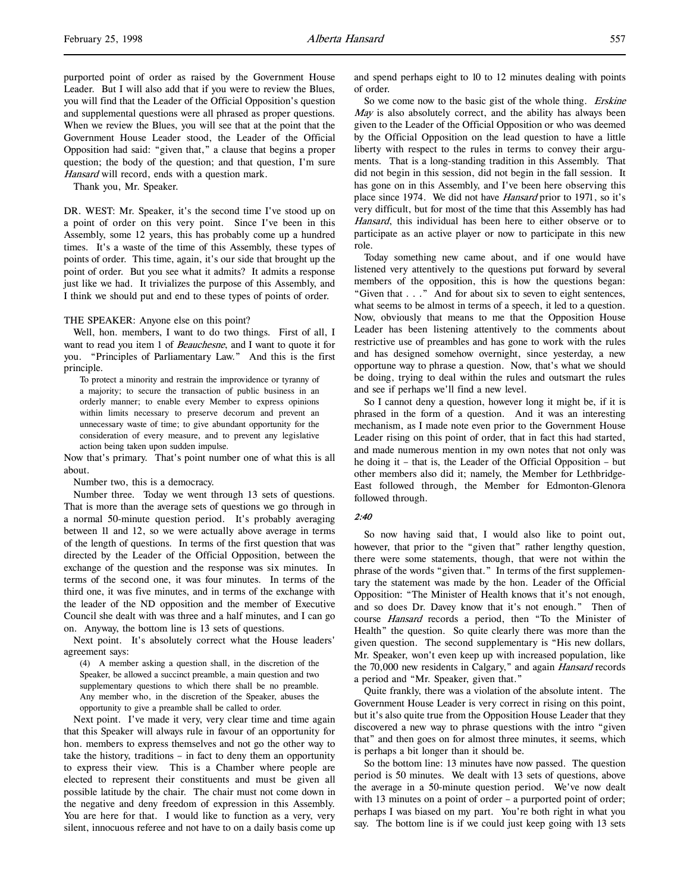purported point of order as raised by the Government House Leader. But I will also add that if you were to review the Blues, you will find that the Leader of the Official Opposition's question and supplemental questions were all phrased as proper questions. When we review the Blues, you will see that at the point that the Government House Leader stood, the Leader of the Official Opposition had said: "given that," a clause that begins a proper question; the body of the question; and that question, I'm sure *Hansard* will record, ends with a question mark.

Thank you, Mr. Speaker.

DR. WEST: Mr. Speaker, it's the second time I've stood up on a point of order on this very point. Since I've been in this Assembly, some 12 years, this has probably come up a hundred times. It's a waste of the time of this Assembly, these types of points of order. This time, again, it's our side that brought up the point of order. But you see what it admits? It admits a response just like we had. It trivializes the purpose of this Assembly, and I think we should put and end to these types of points of order.

THE SPEAKER: Anyone else on this point?

Well, hon. members, I want to do two things. First of all, I want to read you item 1 of *Beauchesne*, and I want to quote it for you. "Principles of Parliamentary Law." And this is the first principle.

> To protect a minority and restrain the improvidence or tyranny of a majority; to secure the transaction of public business in an orderly manner; to enable every Member to express opinions within limits necessary to preserve decorum and prevent an unnecessary waste of time; to give abundant opportunity for the consideration of every measure, and to prevent any legislative action being taken upon sudden impulse.

Now that's primary. That's point number one of what this is all about.

Number two, this is a democracy.

Number three. Today we went through 13 sets of questions. That is more than the average sets of questions we go through in a normal 50-minute question period. It's probably averaging between 11 and 12, so we were actually above average in terms of the length of questions. In terms of the first question that was directed by the Leader of the Official Opposition, between the exchange of the question and the response was six minutes. In terms of the second one, it was four minutes. In terms of the third one, it was five minutes, and in terms of the exchange with the leader of the ND opposition and the member of Executive Council she dealt with was three and a half minutes, and I can go on. Anyway, the bottom line is 13 sets of questions.

Next point. It's absolutely correct what the House leaders' agreement says:

> (4) A member asking a question shall, in the discretion of the Speaker, be allowed a succinct preamble, a main question and two supplementary questions to which there shall be no preamble. Any member who, in the discretion of the Speaker, abuses the opportunity to give a preamble shall be called to order.

Next point. I've made it very, very clear time and time again that this Speaker will always rule in favour of an opportunity for hon. members to express themselves and not go the other way to take the history, traditions – in fact to deny them an opportunity to express their view. This is a Chamber where people are elected to represent their constituents and must be given all possible latitude by the chair. The chair must not come down in the negative and deny freedom of expression in this Assembly. You are here for that. I would like to function as a very, very silent, innocuous referee and not have to on a daily basis come up and spend perhaps eight to 10 to 12 minutes dealing with points of order.

So we come now to the basic gist of the whole thing. *Erskine May* is also absolutely correct, and the ability has always been given to the Leader of the Official Opposition or who was deemed by the Official Opposition on the lead question to have a little liberty with respect to the rules in terms to convey their arguments. That is a long-standing tradition in this Assembly. That did not begin in this session, did not begin in the fall session. It has gone on in this Assembly, and I've been here observing this place since 1974. We did not have *Hansard* prior to 1971, so it's very difficult, but for most of the time that this Assembly has had *Hansard*, this individual has been here to either observe or to participate as an active player or now to participate in this new role.

Today something new came about, and if one would have listened very attentively to the questions put forward by several members of the opposition, this is how the questions began: "Given that . . ." And for about six to seven to eight sentences, what seems to be almost in terms of a speech, it led to a question. Now, obviously that means to me that the Opposition House Leader has been listening attentively to the comments about restrictive use of preambles and has gone to work with the rules and has designed somehow overnight, since yesterday, a new opportune way to phrase a question. Now, that's what we should be doing, trying to deal within the rules and outsmart the rules and see if perhaps we'll find a new level.

So I cannot deny a question, however long it might be, if it is phrased in the form of a question. And it was an interesting mechanism, as I made note even prior to the Government House Leader rising on this point of order, that in fact this had started, and made numerous mention in my own notes that not only was he doing it – that is, the Leader of the Official Opposition – but other members also did it; namely, the Member for Lethbridge-East followed through, the Member for Edmonton-Glenora followed through.

*2:40*

So now having said that, I would also like to point out, however, that prior to the "given that" rather lengthy question, there were some statements, though, that were not within the phrase of the words "given that." In terms of the first supplementary the statement was made by the hon. Leader of the Official Opposition: "The Minister of Health knows that it's not enough, and so does Dr. Davey know that it's not enough." Then of course *Hansard* records a period, then "To the Minister of Health" the question. So quite clearly there was more than the given question. The second supplementary is "His new dollars, Mr. Speaker, won't even keep up with increased population, like the 70,000 new residents in Calgary," and again *Hansard* records a period and "Mr. Speaker, given that."

Quite frankly, there was a violation of the absolute intent. The Government House Leader is very correct in rising on this point, but it's also quite true from the Opposition House Leader that they discovered a new way to phrase questions with the intro "given that" and then goes on for almost three minutes, it seems, which is perhaps a bit longer than it should be.

So the bottom line: 13 minutes have now passed. The question period is 50 minutes. We dealt with 13 sets of questions, above the average in a 50-minute question period. We've now dealt with 13 minutes on a point of order – a purported point of order; perhaps I was biased on my part. You're both right in what you say. The bottom line is if we could just keep going with 13 sets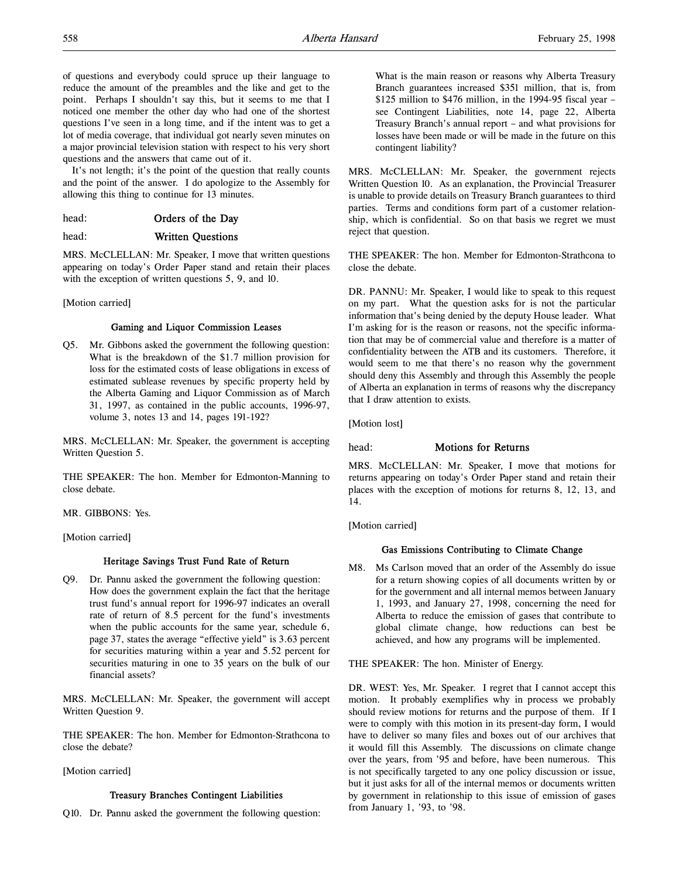of questions and everybody could spruce up their language to reduce the amount of the preambles and the like and get to the point. Perhaps I shouldn't say this, but it seems to me that I noticed one member the other day who had one of the shortest questions I've seen in a long time, and if the intent was to get a lot of media coverage, that individual got nearly seven minutes on a major provincial television station with respect to his very short questions and the answers that came out of it.

It's not length; it's the point of the question that really counts and the point of the answer. I do apologize to the Assembly for allowing this thing to continue for 13 minutes.

head: **Orders of the Day**

head: **Written Questions**

MRS. McCLELLAN: Mr. Speaker, I move that written questions appearing on today's Order Paper stand and retain their places with the exception of written questions 5, 9, and 10.

[Motion carried]

### Gaming and Liquor Commission Leases

Q5. Mr. Gibbons asked the government the following question: What is the breakdown of the $1.7 million provision for loss for the estimated costs of lease obligations in excess of estimated sublease revenues by specific property held by the Alberta Gaming and Liquor Commission as of March 31, 1997, as contained in the public accounts, 1996-97, volume 3, notes 13 and 14, pages 191-192?

MRS. McCLELLAN: Mr. Speaker, the government is accepting Written Question 5.

THE SPEAKER: The hon. Member for Edmonton-Manning to close debate.

MR. GIBBONS: Yes.

[Motion carried]

### Heritage Savings Trust Fund Rate of Return

Q9. Dr. Pannu asked the government the following question: How does the government explain the fact that the heritage trust fund's annual report for 1996-97 indicates an overall rate of return of 8.5 percent for the fund's investments when the public accounts for the same year, schedule 6, page 37, states the average "effective yield" is 3.63 percent for securities maturing within a year and 5.52 percent for securities maturing in one to 35 years on the bulk of our financial assets?

MRS. McCLELLAN: Mr. Speaker, the government will accept Written Question 9.

THE SPEAKER: The hon. Member for Edmonton-Strathcona to close the debate?

[Motion carried]

### Treasury Branches Contingent Liabilities

Q10. Dr. Pannu asked the government the following question: What is the main reason or reasons why Alberta Treasury Branch guarantees increased $351 million, that is, from $125 million to $476 million, in the 1994-95 fiscal year – see Contingent Liabilities, note 14, page 22, Alberta Treasury Branch's annual report – and what provisions for losses have been made or will be made in the future on this contingent liability?

MRS. McCLELLAN: Mr. Speaker, the government rejects Written Question 10. As an explanation, the Provincial Treasurer is unable to provide details on Treasury Branch guarantees to third parties. Terms and conditions form part of a customer relationship, which is confidential. So on that basis we regret we must reject that question.

THE SPEAKER: The hon. Member for Edmonton-Strathcona to close the debate.

DR. PANNU: Mr. Speaker, I would like to speak to this request on my part. What the question asks for is not the particular information that's being denied by the deputy House leader. What I'm asking for is the reason or reasons, not the specific information that may be of commercial value and therefore is a matter of confidentiality between the ATB and its customers. Therefore, it would seem to me that there's no reason why the government should deny this Assembly and through this Assembly the people of Alberta an explanation in terms of reasons why the discrepancy that I draw attention to exists.

[Motion lost]

head: **Motions for Returns**

MRS. McCLELLAN: Mr. Speaker, I move that motions for returns appearing on today's Order Paper stand and retain their places with the exception of motions for returns 8, 12, 13, and 14.

[Motion carried]

### Gas Emissions Contributing to Climate Change

M8. Ms Carlson moved that an order of the Assembly do issue for a return showing copies of all documents written by or for the government and all internal memos between January 1, 1993, and January 27, 1998, concerning the need for Alberta to reduce the emission of gases that contribute to global climate change, how reductions can best be achieved, and how any programs will be implemented.

THE SPEAKER: The hon. Minister of Energy.

DR. WEST: Yes, Mr. Speaker. I regret that I cannot accept this motion. It probably exemplifies why in process we probably should review motions for returns and the purpose of them. If I were to comply with this motion in its present-day form, I would have to deliver so many files and boxes out of our archives that it would fill this Assembly. The discussions on climate change over the years, from '95 and before, have been numerous. This is not specifically targeted to any one policy discussion or issue, but it just asks for all of the internal memos or documents written by government in relationship to this issue of emission of gases from January 1, '93, to '98.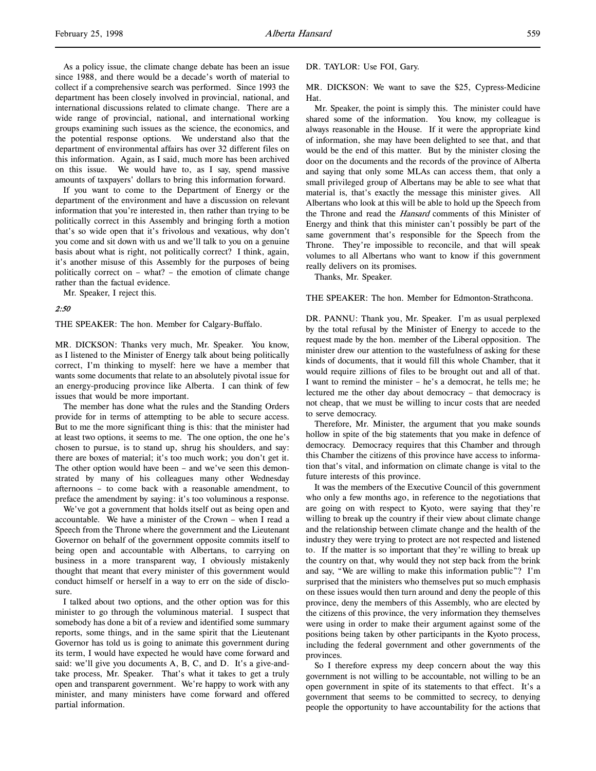As a policy issue, the climate change debate has been an issue since 1988, and there would be a decade's worth of material to collect if a comprehensive search was performed. Since 1993 the department has been closely involved in provincial, national, and international discussions related to climate change. There are a wide range of provincial, national, and international working groups examining such issues as the science, the economics, and the potential response options. We understand also that the department of environmental affairs has over 32 different files on this information. Again, as I said, much more has been archived on this issue. We would have to, as I say, spend massive amounts of taxpayers' dollars to bring this information forward.

If you want to come to the Department of Energy or the department of the environment and have a discussion on relevant information that you're interested in, then rather than trying to be politically correct in this Assembly and bringing forth a motion that's so wide open that it's frivolous and vexatious, why don't you come and sit down with us and we'll talk to you on a genuine basis about what is right, not politically correct? I think, again, it's another misuse of this Assembly for the purposes of being politically correct on – what? – the emotion of climate change rather than the factual evidence.

Mr. Speaker, I reject this.

*2:50*

THE SPEAKER: The hon. Member for Calgary-Buffalo.

MR. DICKSON: Thanks very much, Mr. Speaker. You know, as I listened to the Minister of Energy talk about being politically correct, I'm thinking to myself: here we have a member that wants some documents that relate to an absolutely pivotal issue for an energy-producing province like Alberta. I can think of few issues that would be more important.

The member has done what the rules and the Standing Orders provide for in terms of attempting to be able to secure access. But to me the more significant thing is this: that the minister had at least two options, it seems to me. The one option, the one he's chosen to pursue, is to stand up, shrug his shoulders, and say: there are boxes of material; it's too much work; you don't get it. The other option would have been – and we've seen this demonstrated by many of his colleagues many other Wednesday afternoons – to come back with a reasonable amendment, to preface the amendment by saying: it's too voluminous a response.

We've got a government that holds itself out as being open and accountable. We have a minister of the Crown – when I read a Speech from the Throne where the government and the Lieutenant Governor on behalf of the government opposite commits itself to being open and accountable with Albertans, to carrying on business in a more transparent way, I obviously mistakenly thought that meant that every minister of this government would conduct himself or herself in a way to err on the side of disclosure.

I talked about two options, and the other option was for this minister to go through the voluminous material. I suspect that somebody has done a bit of a review and identified some summary reports, some things, and in the same spirit that the Lieutenant Governor has told us is going to animate this government during its term, I would have expected he would have come forward and said: we'll give you documents A, B, C, and D. It's a give-and-take process, Mr. Speaker. That's what it takes to get a truly open and transparent government. We're happy to work with any minister, and many ministers have come forward and offered partial information.

DR. TAYLOR: Use FOI, Gary.

MR. DICKSON: We want to save the $25, Cypress-Medicine Hat.

Mr. Speaker, the point is simply this. The minister could have shared some of the information. You know, my colleague is always reasonable in the House. If it were the appropriate kind of information, she may have been delighted to see that, and that would be the end of this matter. But by the minister closing the door on the documents and the records of the province of Alberta and saying that only some MLAs can access them, that only a small privileged group of Albertans may be able to see what that material is, that's exactly the message this minister gives. All Albertans who look at this will be able to hold up the Speech from the Throne and read the *Hansard* comments of this Minister of Energy and think that this minister can't possibly be part of the same government that's responsible for the Speech from the Throne. They're impossible to reconcile, and that will speak volumes to all Albertans who want to know if this government really delivers on its promises.

Thanks, Mr. Speaker.

THE SPEAKER: The hon. Member for Edmonton-Strathcona.

DR. PANNU: Thank you, Mr. Speaker. I'm as usual perplexed by the total refusal by the Minister of Energy to accede to the request made by the hon. member of the Liberal opposition. The minister drew our attention to the wastefulness of asking for these kinds of documents, that it would fill this whole Chamber, that it would require zillions of files to be brought out and all of that. I want to remind the minister – he's a democrat, he tells me; he lectured me the other day about democracy – that democracy is not cheap, that we must be willing to incur costs that are needed to serve democracy.

Therefore, Mr. Minister, the argument that you make sounds hollow in spite of the big statements that you make in defence of democracy. Democracy requires that this Chamber and through this Chamber the citizens of this province have access to information that's vital, and information on climate change is vital to the future interests of this province.

It was the members of the Executive Council of this government who only a few months ago, in reference to the negotiations that are going on with respect to Kyoto, were saying that they're willing to break up the country if their view about climate change and the relationship between climate change and the health of the industry they were trying to protect are not respected and listened to. If the matter is so important that they're willing to break up the country on that, why would they not step back from the brink and say, "We are willing to make this information public"? I'm surprised that the ministers who themselves put so much emphasis on these issues would then turn around and deny the people of this province, deny the members of this Assembly, who are elected by the citizens of this province, the very information they themselves were using in order to make their argument against some of the positions being taken by other participants in the Kyoto process, including the federal government and other governments of the provinces.

So I therefore express my deep concern about the way this government is not willing to be accountable, not willing to be an open government in spite of its statements to that effect. It's a government that seems to be committed to secrecy, to denying people the opportunity to have accountability for the actions that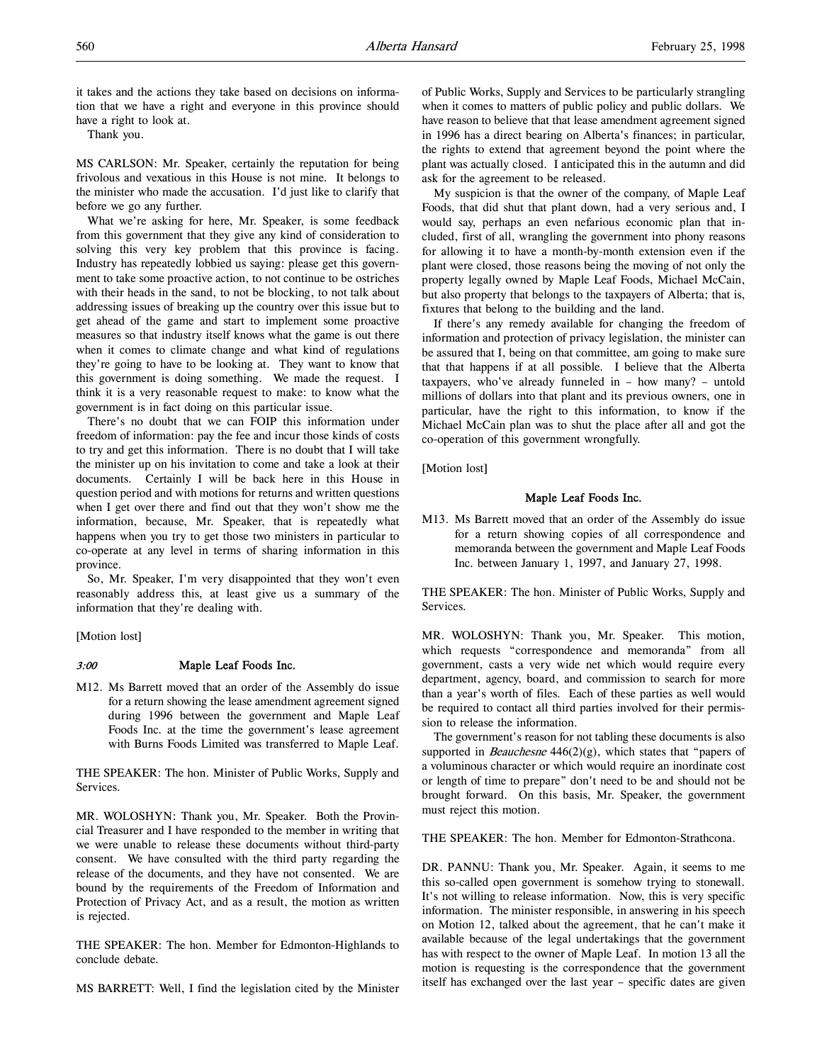it takes and the actions they take based on decisions on information that we have a right and everyone in this province should have a right to look at.

Thank you.

MS CARLSON: Mr. Speaker, certainly the reputation for being frivolous and vexatious in this House is not mine. It belongs to the minister who made the accusation. I'd just like to clarify that before we go any further.

What we're asking for here, Mr. Speaker, is some feedback from this government that they give any kind of consideration to solving this very key problem that this province is facing. Industry has repeatedly lobbied us saying: please get this government to take some proactive action, to not continue to be ostriches with their heads in the sand, to not be blocking, to not talk about addressing issues of breaking up the country over this issue but to get ahead of the game and start to implement some proactive measures so that industry itself knows what the game is out there when it comes to climate change and what kind of regulations they're going to have to be looking at. They want to know that this government is doing something. We made the request. I think it is a very reasonable request to make: to know what the government is in fact doing on this particular issue.

There's no doubt that we can FOIP this information under freedom of information: pay the fee and incur those kinds of costs to try and get this information. There is no doubt that I will take the minister up on his invitation to come and take a look at their documents. Certainly I will be back here in this House in question period and with motions for returns and written questions when I get over there and find out that they won't show me the information, because, Mr. Speaker, that is repeatedly what happens when you try to get those two ministers in particular to co-operate at any level in terms of sharing information in this province.

So, Mr. Speaker, I'm very disappointed that they won't even reasonably address this, at least give us a summary of the information that they're dealing with.

[Motion lost]

*3:00*

### Maple Leaf Foods Inc.

M12. Ms Barrett moved that an order of the Assembly do issue for a return showing the lease amendment agreement signed during 1996 between the government and Maple Leaf Foods Inc. at the time the government's lease agreement with Burns Foods Limited was transferred to Maple Leaf.

THE SPEAKER: The hon. Minister of Public Works, Supply and Services.

MR. WOLOSHYN: Thank you, Mr. Speaker. Both the Provincial Treasurer and I have responded to the member in writing that we were unable to release these documents without third-party consent. We have consulted with the third party regarding the release of the documents, and they have not consented. We are bound by the requirements of the Freedom of Information and Protection of Privacy Act, and as a result, the motion as written is rejected.

THE SPEAKER: The hon. Member for Edmonton-Highlands to conclude debate.

MS BARRETT: Well, I find the legislation cited by the Minister of Public Works, Supply and Services to be particularly strangling when it comes to matters of public policy and public dollars. We have reason to believe that that lease amendment agreement signed in 1996 has a direct bearing on Alberta's finances; in particular, the rights to extend that agreement beyond the point where the plant was actually closed. I anticipated this in the autumn and did ask for the agreement to be released.

My suspicion is that the owner of the company, of Maple Leaf Foods, that did shut that plant down, had a very serious and, I would say, perhaps an even nefarious economic plan that included, first of all, wrangling the government into phony reasons for allowing it to have a month-by-month extension even if the plant were closed, those reasons being the moving of not only the property legally owned by Maple Leaf Foods, Michael McCain, but also property that belongs to the taxpayers of Alberta; that is, fixtures that belong to the building and the land.

If there's any remedy available for changing the freedom of information and protection of privacy legislation, the minister can be assured that I, being on that committee, am going to make sure that that happens if at all possible. I believe that the Alberta taxpayers, who've already funneled in – how many? – untold millions of dollars into that plant and its previous owners, one in particular, have the right to this information, to know if the Michael McCain plan was to shut the place after all and got the co-operation of this government wrongfully.

[Motion lost]

### Maple Leaf Foods Inc.

M13. Ms Barrett moved that an order of the Assembly do issue for a return showing copies of all correspondence and memoranda between the government and Maple Leaf Foods Inc. between January 1, 1997, and January 27, 1998.

THE SPEAKER: The hon. Minister of Public Works, Supply and Services.

MR. WOLOSHYN: Thank you, Mr. Speaker. This motion, which requests "correspondence and memoranda" from all government, casts a very wide net which would require every department, agency, board, and commission to search for more than a year's worth of files. Each of these parties as well would be required to contact all third parties involved for their permission to release the information.

The government's reason for not tabling these documents is also supported in *Beauchesne* 446(2)(g), which states that "papers of a voluminous character or which would require an inordinate cost or length of time to prepare" don't need to be and should not be brought forward. On this basis, Mr. Speaker, the government must reject this motion.

THE SPEAKER: The hon. Member for Edmonton-Strathcona.

DR. PANNU: Thank you, Mr. Speaker. Again, it seems to me this so-called open government is somehow trying to stonewall. It's not willing to release information. Now, this is very specific information. The minister responsible, in answering in his speech on Motion 12, talked about the agreement, that he can't make it available because of the legal undertakings that the government has with respect to the owner of Maple Leaf. In motion 13 all the motion is requesting is the correspondence that the government itself has exchanged over the last year – specific dates are given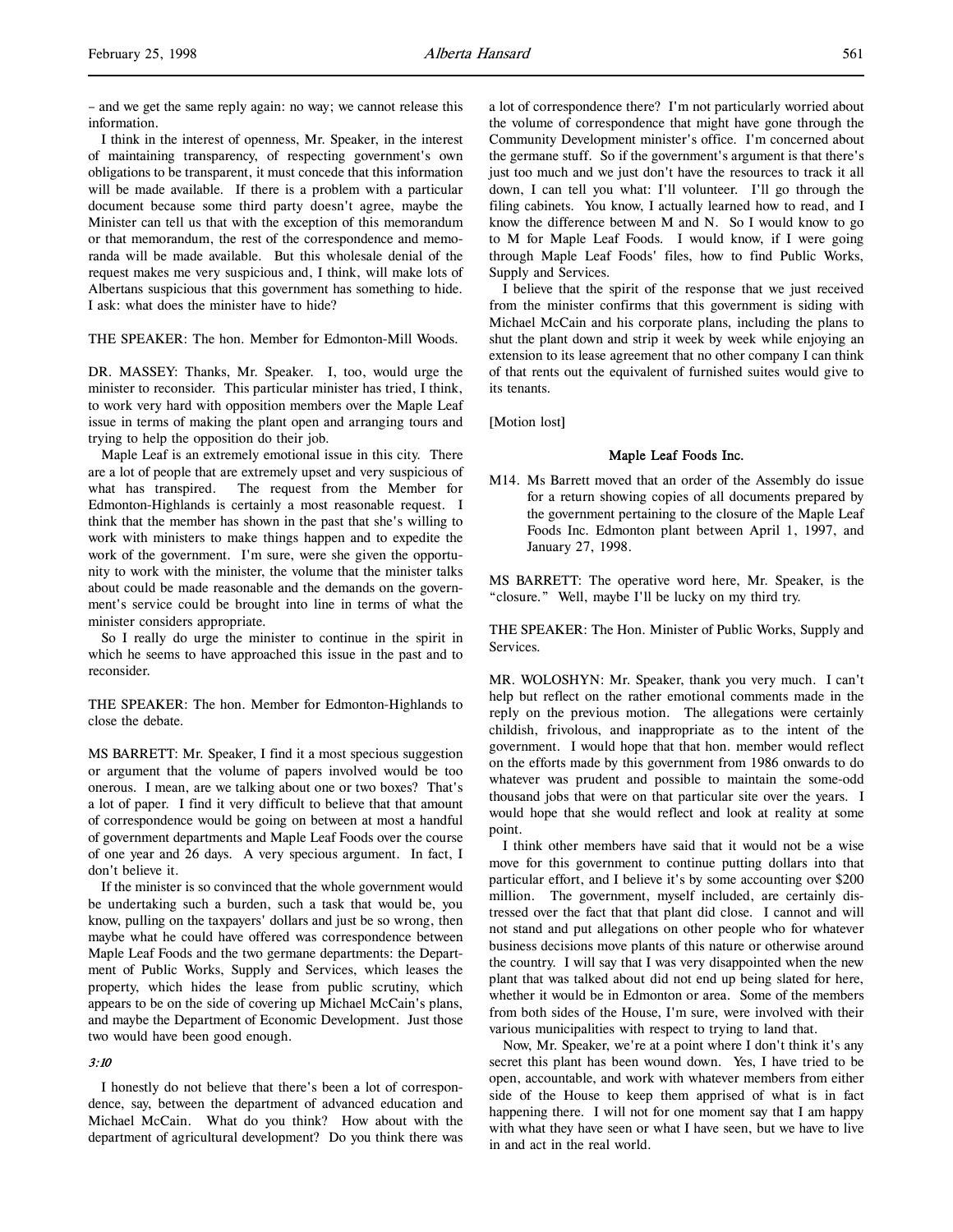– and we get the same reply again: no way; we cannot release this information.

I think in the interest of openness, Mr. Speaker, in the interest of maintaining transparency, of respecting government's own obligations to be transparent, it must concede that this information will be made available. If there is a problem with a particular document because some third party doesn't agree, maybe the Minister can tell us that with the exception of this memorandum or that memorandum, the rest of the correspondence and memoranda will be made available. But this wholesale denial of the request makes me very suspicious and, I think, will make lots of Albertans suspicious that this government has something to hide. I ask: what does the minister have to hide?

THE SPEAKER: The hon. Member for Edmonton-Mill Woods.

DR. MASSEY: Thanks, Mr. Speaker. I, too, would urge the minister to reconsider. This particular minister has tried, I think, to work very hard with opposition members over the Maple Leaf issue in terms of making the plant open and arranging tours and trying to help the opposition do their job.

Maple Leaf is an extremely emotional issue in this city. There are a lot of people that are extremely upset and very suspicious of what has transpired. The request from the Member for Edmonton-Highlands is certainly a most reasonable request. I think that the member has shown in the past that she's willing to work with ministers to make things happen and to expedite the work of the government. I'm sure, were she given the opportunity to work with the minister, the volume that the minister talks about could be made reasonable and the demands on the government's service could be brought into line in terms of what the minister considers appropriate.

So I really do urge the minister to continue in the spirit in which he seems to have approached this issue in the past and to reconsider.

THE SPEAKER: The hon. Member for Edmonton-Highlands to close the debate.

MS BARRETT: Mr. Speaker, I find it a most specious suggestion or argument that the volume of papers involved would be too onerous. I mean, are we talking about one or two boxes? That's a lot of paper. I find it very difficult to believe that that amount of correspondence would be going on between at most a handful of government departments and Maple Leaf Foods over the course of one year and 26 days. A very specious argument. In fact, I don't believe it.

If the minister is so convinced that the whole government would be undertaking such a burden, such a task that would be, you know, pulling on the taxpayers' dollars and just be so wrong, then maybe what he could have offered was correspondence between Maple Leaf Foods and the two germane departments: the Department of Public Works, Supply and Services, which leases the property, which hides the lease from public scrutiny, which appears to be on the side of covering up Michael McCain's plans, and maybe the Department of Economic Development. Just those two would have been good enough.

*3:10*

I honestly do not believe that there's been a lot of correspondence, say, between the department of advanced education and Michael McCain. What do you think? How about with the department of agricultural development? Do you think there was a lot of correspondence there? I'm not particularly worried about the volume of correspondence that might have gone through the Community Development minister's office. I'm concerned about the germane stuff. So if the government's argument is that there's just too much and we just don't have the resources to track it all down, I can tell you what: I'll volunteer. I'll go through the filing cabinets. You know, I actually learned how to read, and I know the difference between M and N. So I would know to go to M for Maple Leaf Foods. I would know, if I were going through Maple Leaf Foods' files, how to find Public Works, Supply and Services.

I believe that the spirit of the response that we just received from the minister confirms that this government is siding with Michael McCain and his corporate plans, including the plans to shut the plant down and strip it week by week while enjoying an extension to its lease agreement that no other company I can think of that rents out the equivalent of furnished suites would give to its tenants.

[Motion lost]

## Maple Leaf Foods Inc.

M14. Ms Barrett moved that an order of the Assembly do issue for a return showing copies of all documents prepared by the government pertaining to the closure of the Maple Leaf Foods Inc. Edmonton plant between April 1, 1997, and January 27, 1998.

MS BARRETT: The operative word here, Mr. Speaker, is the "closure." Well, maybe I'll be lucky on my third try.

THE SPEAKER: The Hon. Minister of Public Works, Supply and Services.

MR. WOLOSHYN: Mr. Speaker, thank you very much. I can't help but reflect on the rather emotional comments made in the reply on the previous motion. The allegations were certainly childish, frivolous, and inappropriate as to the intent of the government. I would hope that that hon. member would reflect on the efforts made by this government from 1986 onwards to do whatever was prudent and possible to maintain the some-odd thousand jobs that were on that particular site over the years. I would hope that she would reflect and look at reality at some point.

I think other members have said that it would not be a wise move for this government to continue putting dollars into that particular effort, and I believe it's by some accounting over $200 million. The government, myself included, are certainly distressed over the fact that that plant did close. I cannot and will not stand and put allegations on other people who for whatever business decisions move plants of this nature or otherwise around the country. I will say that I was very disappointed when the new plant that was talked about did not end up being slated for here, whether it would be in Edmonton or area. Some of the members from both sides of the House, I'm sure, were involved with their various municipalities with respect to trying to land that.

Now, Mr. Speaker, we're at a point where I don't think it's any secret this plant has been wound down. Yes, I have tried to be open, accountable, and work with whatever members from either side of the House to keep them apprised of what is in fact happening there. I will not for one moment say that I am happy with what they have seen or what I have seen, but we have to live in and act in the real world.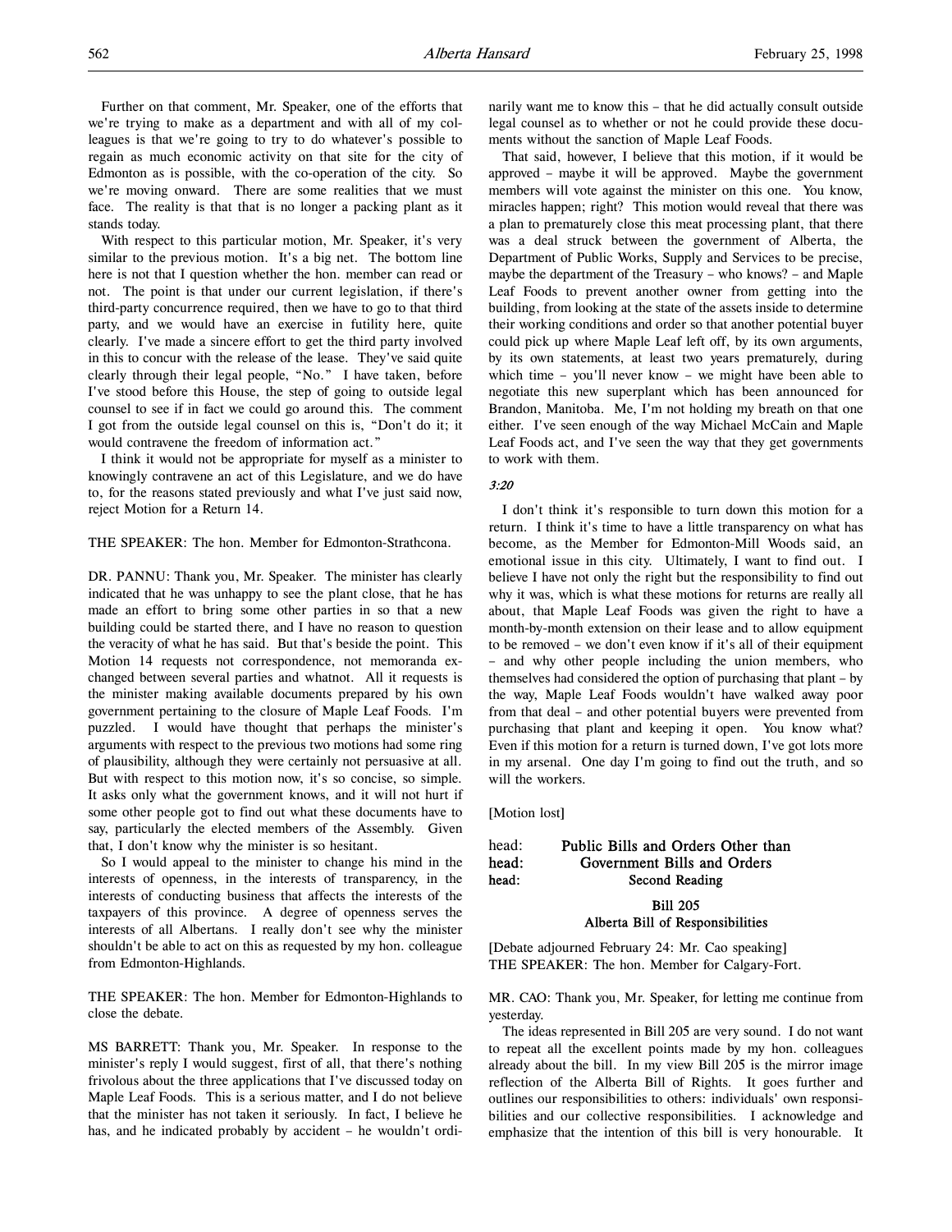Further on that comment, Mr. Speaker, one of the efforts that we're trying to make as a department and with all of my colleagues is that we're going to try to do whatever's possible to regain as much economic activity on that site for the city of Edmonton as is possible, with the co-operation of the city. So we're moving onward. There are some realities that we must face. The reality is that that is no longer a packing plant as it stands today.

With respect to this particular motion, Mr. Speaker, it's very similar to the previous motion. It's a big net. The bottom line here is not that I question whether the hon. member can read or not. The point is that under our current legislation, if there's third-party concurrence required, then we have to go to that third party, and we would have an exercise in futility here, quite clearly. I've made a sincere effort to get the third party involved in this to concur with the release of the lease. They've said quite clearly through their legal people, "No." I have taken, before I've stood before this House, the step of going to outside legal counsel to see if in fact we could go around this. The comment I got from the outside legal counsel on this is, "Don't do it; it would contravene the freedom of information act."

I think it would not be appropriate for myself as a minister to knowingly contravene an act of this Legislature, and we do have to, for the reasons stated previously and what I've just said now, reject Motion for a Return 14.

THE SPEAKER: The hon. Member for Edmonton-Strathcona.

DR. PANNU: Thank you, Mr. Speaker. The minister has clearly indicated that he was unhappy to see the plant close, that he has made an effort to bring some other parties in so that a new building could be started there, and I have no reason to question the veracity of what he has said. But that's beside the point. This Motion 14 requests not correspondence, not memoranda exchanged between several parties and whatnot. All it requests is the minister making available documents prepared by his own government pertaining to the closure of Maple Leaf Foods. I'm puzzled. I would have thought that perhaps the minister's arguments with respect to the previous two motions had some ring of plausibility, although they were certainly not persuasive at all. But with respect to this motion now, it's so concise, so simple. It asks only what the government knows, and it will not hurt if some other people got to find out what these documents have to say, particularly the elected members of the Assembly. Given that, I don't know why the minister is so hesitant.

So I would appeal to the minister to change his mind in the interests of openness, in the interests of transparency, in the interests of conducting business that affects the interests of the taxpayers of this province. A degree of openness serves the interests of all Albertans. I really don't see why the minister shouldn't be able to act on this as requested by my hon. colleague from Edmonton-Highlands.

THE SPEAKER: The hon. Member for Edmonton-Highlands to close the debate.

MS BARRETT: Thank you, Mr. Speaker. In response to the minister's reply I would suggest, first of all, that there's nothing frivolous about the three applications that I've discussed today on Maple Leaf Foods. This is a serious matter, and I do not believe that the minister has not taken it seriously. In fact, I believe he has, and he indicated probably by accident – he wouldn't ordinarily want me to know this – that he did actually consult outside legal counsel as to whether or not he could provide these documents without the sanction of Maple Leaf Foods.

That said, however, I believe that this motion, if it would be approved – maybe it will be approved. Maybe the government members will vote against the minister on this one. You know, miracles happen; right? This motion would reveal that there was a plan to prematurely close this meat processing plant, that there was a deal struck between the government of Alberta, the Department of Public Works, Supply and Services to be precise, maybe the department of the Treasury – who knows? – and Maple Leaf Foods to prevent another owner from getting into the building, from looking at the state of the assets inside to determine their working conditions and order so that another potential buyer could pick up where Maple Leaf left off, by its own arguments, by its own statements, at least two years prematurely, during which time – you'll never know – we might have been able to negotiate this new superplant which has been announced for Brandon, Manitoba. Me, I'm not holding my breath on that one either. I've seen enough of the way Michael McCain and Maple Leaf Foods act, and I've seen the way that they get governments to work with them.

*3:20*

I don't think it's responsible to turn down this motion for a return. I think it's time to have a little transparency on what has become, as the Member for Edmonton-Mill Woods said, an emotional issue in this city. Ultimately, I want to find out. I believe I have not only the right but the responsibility to find out why it was, which is what these motions for returns are really all about, that Maple Leaf Foods was given the right to have a month-by-month extension on their lease and to allow equipment to be removed – we don't even know if it's all of their equipment – and why other people including the union members, who themselves had considered the option of purchasing that plant – by the way, Maple Leaf Foods wouldn't have walked away poor from that deal – and other potential buyers were prevented from purchasing that plant and keeping it open. You know what? Even if this motion for a return is turned down, I've got lots more in my arsenal. One day I'm going to find out the truth, and so will the workers.

[Motion lost]

head: **Public Bills and Orders Other than**
head: **Government Bills and Orders**
head: **Second Reading**

**Bill 205**
**Alberta Bill of Responsibilities**

[Debate adjourned February 24: Mr. Cao speaking]

THE SPEAKER: The hon. Member for Calgary-Fort.

MR. CAO: Thank you, Mr. Speaker, for letting me continue from yesterday.

The ideas represented in Bill 205 are very sound. I do not want to repeat all the excellent points made by my hon. colleagues already about the bill. In my view Bill 205 is the mirror image reflection of the Alberta Bill of Rights. It goes further and outlines our responsibilities to others: individuals' own responsibilities and our collective responsibilities. I acknowledge and emphasize that the intention of this bill is very honourable. It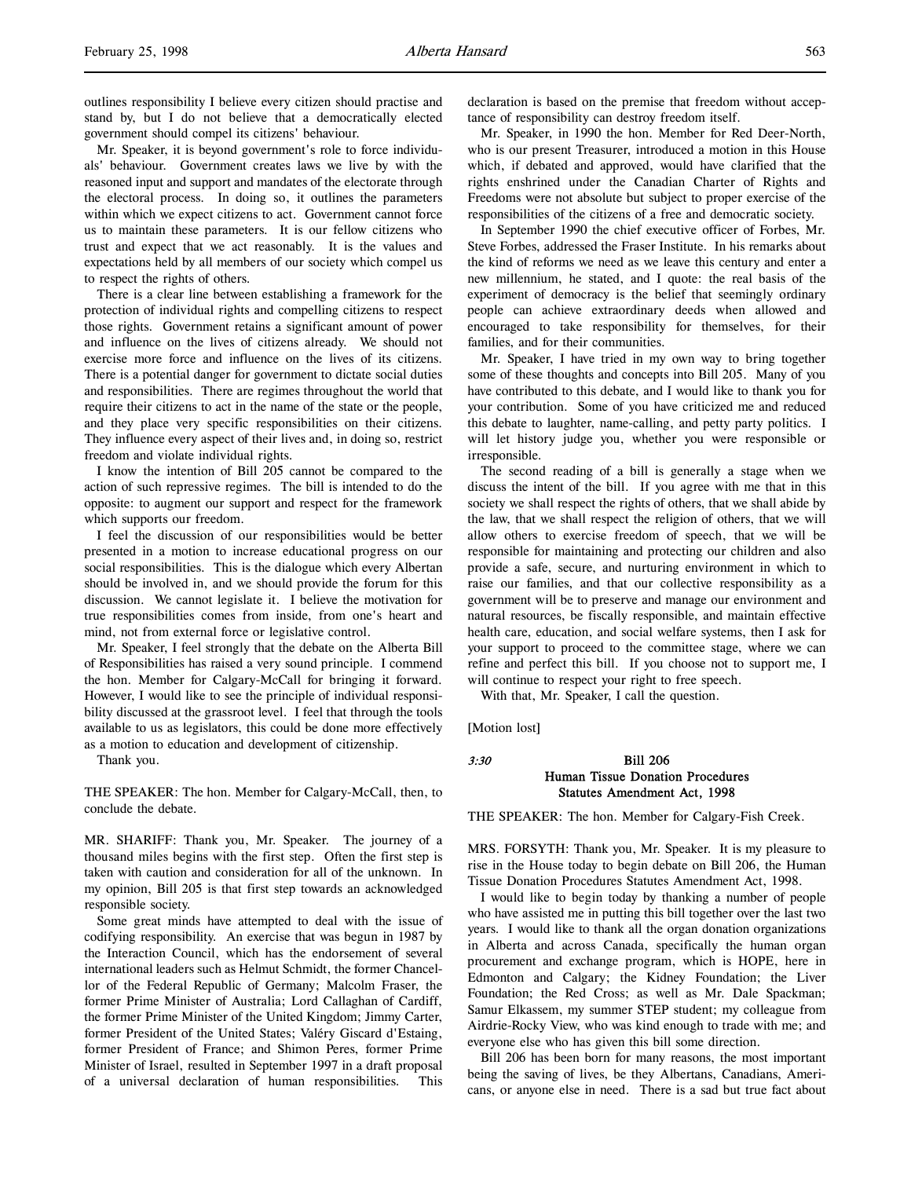outlines responsibility I believe every citizen should practise and stand by, but I do not believe that a democratically elected government should compel its citizens' behaviour.

Mr. Speaker, it is beyond government's role to force individuals' behaviour. Government creates laws we live by with the reasoned input and support and mandates of the electorate through the electoral process. In doing so, it outlines the parameters within which we expect citizens to act. Government cannot force us to maintain these parameters. It is our fellow citizens who trust and expect that we act reasonably. It is the values and expectations held by all members of our society which compel us to respect the rights of others.

There is a clear line between establishing a framework for the protection of individual rights and compelling citizens to respect those rights. Government retains a significant amount of power and influence on the lives of citizens already. We should not exercise more force and influence on the lives of its citizens. There is a potential danger for government to dictate social duties and responsibilities. There are regimes throughout the world that require their citizens to act in the name of the state or the people, and they place very specific responsibilities on their citizens. They influence every aspect of their lives and, in doing so, restrict freedom and violate individual rights.

I know the intention of Bill 205 cannot be compared to the action of such repressive regimes. The bill is intended to do the opposite: to augment our support and respect for the framework which supports our freedom.

I feel the discussion of our responsibilities would be better presented in a motion to increase educational progress on our social responsibilities. This is the dialogue which every Albertan should be involved in, and we should provide the forum for this discussion. We cannot legislate it. I believe the motivation for true responsibilities comes from inside, from one's heart and mind, not from external force or legislative control.

Mr. Speaker, I feel strongly that the debate on the Alberta Bill of Responsibilities has raised a very sound principle. I commend the hon. Member for Calgary-McCall for bringing it forward. However, I would like to see the principle of individual responsibility discussed at the grassroot level. I feel that through the tools available to us as legislators, this could be done more effectively as a motion to education and development of citizenship.

Thank you.

THE SPEAKER: The hon. Member for Calgary-McCall, then, to conclude the debate.

MR. SHARIFF: Thank you, Mr. Speaker. The journey of a thousand miles begins with the first step. Often the first step is taken with caution and consideration for all of the unknown. In my opinion, Bill 205 is that first step towards an acknowledged responsible society.

Some great minds have attempted to deal with the issue of codifying responsibility. An exercise that was begun in 1987 by the Interaction Council, which has the endorsement of several international leaders such as Helmut Schmidt, the former Chancellor of the Federal Republic of Germany; Malcolm Fraser, the former Prime Minister of Australia; Lord Callaghan of Cardiff, the former Prime Minister of the United Kingdom; Jimmy Carter, former President of the United States; Valéry Giscard d'Estaing, former President of France; and Shimon Peres, former Prime Minister of Israel, resulted in September 1997 in a draft proposal of a universal declaration of human responsibilities. This declaration is based on the premise that freedom without acceptance of responsibility can destroy freedom itself.

Mr. Speaker, in 1990 the hon. Member for Red Deer-North, who is our present Treasurer, introduced a motion in this House which, if debated and approved, would have clarified that the rights enshrined under the Canadian Charter of Rights and Freedoms were not absolute but subject to proper exercise of the responsibilities of the citizens of a free and democratic society.

In September 1990 the chief executive officer of Forbes, Mr. Steve Forbes, addressed the Fraser Institute. In his remarks about the kind of reforms we need as we leave this century and enter a new millennium, he stated, and I quote: the real basis of the experiment of democracy is the belief that seemingly ordinary people can achieve extraordinary deeds when allowed and encouraged to take responsibility for themselves, for their families, and for their communities.

Mr. Speaker, I have tried in my own way to bring together some of these thoughts and concepts into Bill 205. Many of you have contributed to this debate, and I would like to thank you for your contribution. Some of you have criticized me and reduced this debate to laughter, name-calling, and petty party politics. I will let history judge you, whether you were responsible or irresponsible.

The second reading of a bill is generally a stage when we discuss the intent of the bill. If you agree with me that in this society we shall respect the rights of others, that we shall abide by the law, that we shall respect the religion of others, that we will allow others to exercise freedom of speech, that we will be responsible for maintaining and protecting our children and also provide a safe, secure, and nurturing environment in which to raise our families, and that our collective responsibility as a government will be to preserve and manage our environment and natural resources, be fiscally responsible, and maintain effective health care, education, and social welfare systems, then I ask for your support to proceed to the committee stage, where we can refine and perfect this bill. If you choose not to support me, I will continue to respect your right to free speech.

With that, Mr. Speaker, I call the question.

[Motion lost]

*3:30*

## Bill 206
## Human Tissue Donation Procedures Statutes Amendment Act, 1998

THE SPEAKER: The hon. Member for Calgary-Fish Creek.

MRS. FORSYTH: Thank you, Mr. Speaker. It is my pleasure to rise in the House today to begin debate on Bill 206, the Human Tissue Donation Procedures Statutes Amendment Act, 1998.

I would like to begin today by thanking a number of people who have assisted me in putting this bill together over the last two years. I would like to thank all the organ donation organizations in Alberta and across Canada, specifically the human organ procurement and exchange program, which is HOPE, here in Edmonton and Calgary; the Kidney Foundation; the Liver Foundation; the Red Cross; as well as Mr. Dale Spackman; Samur Elkassem, my summer STEP student; my colleague from Airdrie-Rocky View, who was kind enough to trade with me; and everyone else who has given this bill some direction.

Bill 206 has been born for many reasons, the most important being the saving of lives, be they Albertans, Canadians, Americans, or anyone else in need. There is a sad but true fact about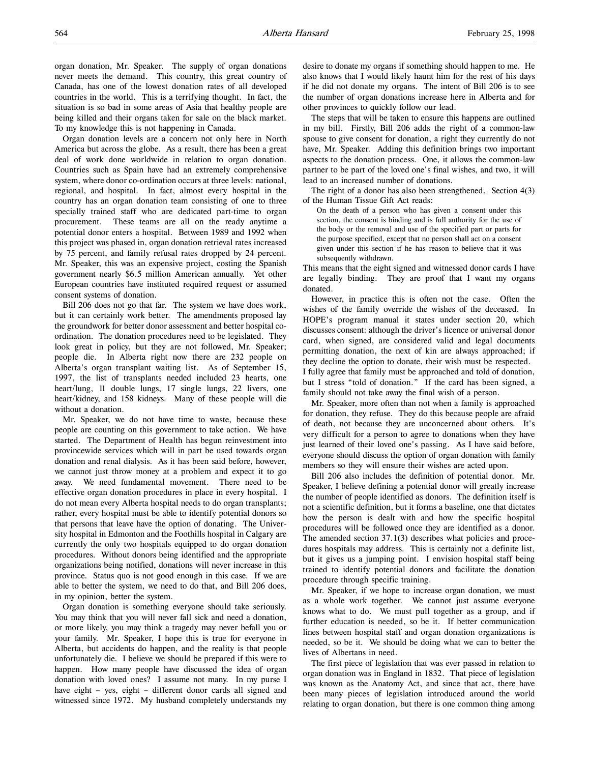organ donation, Mr. Speaker. The supply of organ donations never meets the demand. This country, this great country of Canada, has one of the lowest donation rates of all developed countries in the world. This is a terrifying thought. In fact, the situation is so bad in some areas of Asia that healthy people are being killed and their organs taken for sale on the black market. To my knowledge this is not happening in Canada.

Organ donation levels are a concern not only here in North America but across the globe. As a result, there has been a great deal of work done worldwide in relation to organ donation. Countries such as Spain have had an extremely comprehensive system, where donor co-ordination occurs at three levels: national, regional, and hospital. In fact, almost every hospital in the country has an organ donation team consisting of one to three specially trained staff who are dedicated part-time to organ procurement. These teams are all on the ready anytime a potential donor enters a hospital. Between 1989 and 1992 when this project was phased in, organ donation retrieval rates increased by 75 percent, and family refusal rates dropped by 24 percent. Mr. Speaker, this was an expensive project, costing the Spanish government nearly $6.5 million American annually. Yet other European countries have instituted required request or assumed consent systems of donation.

Bill 206 does not go that far. The system we have does work, but it can certainly work better. The amendments proposed lay the groundwork for better donor assessment and better hospital co-ordination. The donation procedures need to be legislated. They look great in policy, but they are not followed, Mr. Speaker; people die. In Alberta right now there are 232 people on Alberta's organ transplant waiting list. As of September 15, 1997, the list of transplants needed included 23 hearts, one heart/lung, 11 double lungs, 17 single lungs, 22 livers, one heart/kidney, and 158 kidneys. Many of these people will die without a donation.

Mr. Speaker, we do not have time to waste, because these people are counting on this government to take action. We have started. The Department of Health has begun reinvestment into provincewide services which will in part be used towards organ donation and renal dialysis. As it has been said before, however, we cannot just throw money at a problem and expect it to go away. We need fundamental movement. There need to be effective organ donation procedures in place in every hospital. I do not mean every Alberta hospital needs to do organ transplants; rather, every hospital must be able to identify potential donors so that persons that leave have the option of donating. The University hospital in Edmonton and the Foothills hospital in Calgary are currently the only two hospitals equipped to do organ donation procedures. Without donors being identified and the appropriate organizations being notified, donations will never increase in this province. Status quo is not good enough in this case. If we are able to better the system, we need to do that, and Bill 206 does, in my opinion, better the system.

Organ donation is something everyone should take seriously. You may think that you will never fall sick and need a donation, or more likely, you may think a tragedy may never befall you or your family. Mr. Speaker, I hope this is true for everyone in Alberta, but accidents do happen, and the reality is that people unfortunately die. I believe we should be prepared if this were to happen. How many people have discussed the idea of organ donation with loved ones? I assume not many. In my purse I have eight – yes, eight – different donor cards all signed and witnessed since 1972. My husband completely understands my desire to donate my organs if something should happen to me. He also knows that I would likely haunt him for the rest of his days if he did not donate my organs. The intent of Bill 206 is to see the number of organ donations increase here in Alberta and for other provinces to quickly follow our lead.

The steps that will be taken to ensure this happens are outlined in my bill. Firstly, Bill 206 adds the right of a common-law spouse to give consent for donation, a right they currently do not have, Mr. Speaker. Adding this definition brings two important aspects to the donation process. One, it allows the common-law partner to be part of the loved one's final wishes, and two, it will lead to an increased number of donations.

The right of a donor has also been strengthened. Section 4(3) of the Human Tissue Gift Act reads:

> On the death of a person who has given a consent under this section, the consent is binding and is full authority for the use of the body or the removal and use of the specified part or parts for the purpose specified, except that no person shall act on a consent given under this section if he has reason to believe that it was subsequently withdrawn.

This means that the eight signed and witnessed donor cards I have are legally binding. They are proof that I want my organs donated.

However, in practice this is often not the case. Often the wishes of the family override the wishes of the deceased. In HOPE's program manual it states under section 20, which discusses consent: although the driver's licence or universal donor card, when signed, are considered valid and legal documents permitting donation, the next of kin are always approached; if they decline the option to donate, their wish must be respected. I fully agree that family must be approached and told of donation, but I stress "told of donation." If the card has been signed, a family should not take away the final wish of a person.

Mr. Speaker, more often than not when a family is approached for donation, they refuse. They do this because people are afraid of death, not because they are unconcerned about others. It's very difficult for a person to agree to donations when they have just learned of their loved one's passing. As I have said before, everyone should discuss the option of organ donation with family members so they will ensure their wishes are acted upon.

Bill 206 also includes the definition of potential donor. Mr. Speaker, I believe defining a potential donor will greatly increase the number of people identified as donors. The definition itself is not a scientific definition, but it forms a baseline, one that dictates how the person is dealt with and how the specific hospital procedures will be followed once they are identified as a donor. The amended section 37.1(3) describes what policies and procedures hospitals may address. This is certainly not a definite list, but it gives us a jumping point. I envision hospital staff being trained to identify potential donors and facilitate the donation procedure through specific training.

Mr. Speaker, if we hope to increase organ donation, we must as a whole work together. We cannot just assume everyone knows what to do. We must pull together as a group, and if further education is needed, so be it. If better communication lines between hospital staff and organ donation organizations is needed, so be it. We should be doing what we can to better the lives of Albertans in need.

The first piece of legislation that was ever passed in relation to organ donation was in England in 1832. That piece of legislation was known as the Anatomy Act, and since that act, there have been many pieces of legislation introduced around the world relating to organ donation, but there is one common thing among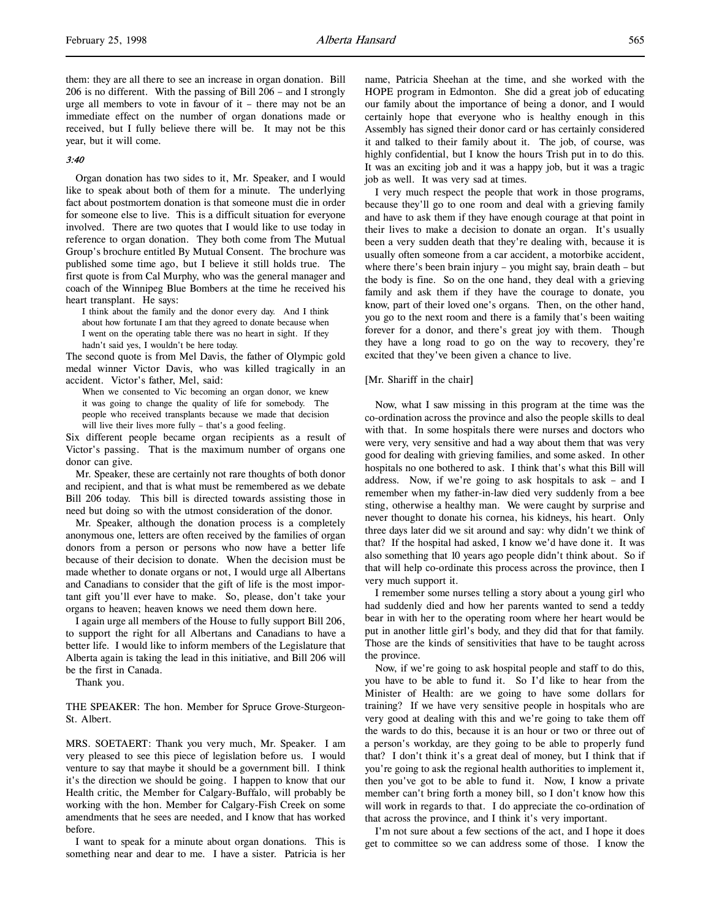them: they are all there to see an increase in organ donation. Bill 206 is no different. With the passing of Bill 206 – and I strongly urge all members to vote in favour of it – there may not be an immediate effect on the number of organ donations made or received, but I fully believe there will be. It may not be this year, but it will come.

*3:40*

Organ donation has two sides to it, Mr. Speaker, and I would like to speak about both of them for a minute. The underlying fact about postmortem donation is that someone must die in order for someone else to live. This is a difficult situation for everyone involved. There are two quotes that I would like to use today in reference to organ donation. They both come from The Mutual Group's brochure entitled By Mutual Consent. The brochure was published some time ago, but I believe it still holds true. The first quote is from Cal Murphy, who was the general manager and coach of the Winnipeg Blue Bombers at the time he received his heart transplant. He says:

> I think about the family and the donor every day. And I think about how fortunate I am that they agreed to donate because when I went on the operating table there was no heart in sight. If they hadn't said yes, I wouldn't be here today.

The second quote is from Mel Davis, the father of Olympic gold medal winner Victor Davis, who was killed tragically in an accident. Victor's father, Mel, said:

> When we consented to Vic becoming an organ donor, we knew it was going to change the quality of life for somebody. The people who received transplants because we made that decision will live their lives more fully – that's a good feeling.

Six different people became organ recipients as a result of Victor's passing. That is the maximum number of organs one donor can give.

Mr. Speaker, these are certainly not rare thoughts of both donor and recipient, and that is what must be remembered as we debate Bill 206 today. This bill is directed towards assisting those in need but doing so with the utmost consideration of the donor.

Mr. Speaker, although the donation process is a completely anonymous one, letters are often received by the families of organ donors from a person or persons who now have a better life because of their decision to donate. When the decision must be made whether to donate organs or not, I would urge all Albertans and Canadians to consider that the gift of life is the most important gift you'll ever have to make. So, please, don't take your organs to heaven; heaven knows we need them down here.

I again urge all members of the House to fully support Bill 206, to support the right for all Albertans and Canadians to have a better life. I would like to inform members of the Legislature that Alberta again is taking the lead in this initiative, and Bill 206 will be the first in Canada.

Thank you.

THE SPEAKER: The hon. Member for Spruce Grove-Sturgeon-St. Albert.

MRS. SOETAERT: Thank you very much, Mr. Speaker. I am very pleased to see this piece of legislation before us. I would venture to say that maybe it should be a government bill. I think it's the direction we should be going. I happen to know that our Health critic, the Member for Calgary-Buffalo, will probably be working with the hon. Member for Calgary-Fish Creek on some amendments that he sees are needed, and I know that has worked before.

I want to speak for a minute about organ donations. This is something near and dear to me. I have a sister. Patricia is her name, Patricia Sheehan at the time, and she worked with the HOPE program in Edmonton. She did a great job of educating our family about the importance of being a donor, and I would certainly hope that everyone who is healthy enough in this Assembly has signed their donor card or has certainly considered it and talked to their family about it. The job, of course, was highly confidential, but I know the hours Trish put in to do this. It was an exciting job and it was a happy job, but it was a tragic job as well. It was very sad at times.

I very much respect the people that work in those programs, because they'll go to one room and deal with a grieving family and have to ask them if they have enough courage at that point in their lives to make a decision to donate an organ. It's usually been a very sudden death that they're dealing with, because it is usually often someone from a car accident, a motorbike accident, where there's been brain injury – you might say, brain death – but the body is fine. So on the one hand, they deal with a grieving family and ask them if they have the courage to donate, you know, part of their loved one's organs. Then, on the other hand, you go to the next room and there is a family that's been waiting forever for a donor, and there's great joy with them. Though they have a long road to go on the way to recovery, they're excited that they've been given a chance to live.

[Mr. Shariff in the chair]

Now, what I saw missing in this program at the time was the co-ordination across the province and also the people skills to deal with that. In some hospitals there were nurses and doctors who were very, very sensitive and had a way about them that was very good for dealing with grieving families, and some asked. In other hospitals no one bothered to ask. I think that's what this Bill will address. Now, if we're going to ask hospitals to ask – and I remember when my father-in-law died very suddenly from a bee sting, otherwise a healthy man. We were caught by surprise and never thought to donate his cornea, his kidneys, his heart. Only three days later did we sit around and say: why didn't we think of that? If the hospital had asked, I know we'd have done it. It was also something that 10 years ago people didn't think about. So if that will help co-ordinate this process across the province, then I very much support it.

I remember some nurses telling a story about a young girl who had suddenly died and how her parents wanted to send a teddy bear in with her to the operating room where her heart would be put in another little girl's body, and they did that for that family. Those are the kinds of sensitivities that have to be taught across the province.

Now, if we're going to ask hospital people and staff to do this, you have to be able to fund it. So I'd like to hear from the Minister of Health: are we going to have some dollars for training? If we have very sensitive people in hospitals who are very good at dealing with this and we're going to take them off the wards to do this, because it is an hour or two or three out of a person's workday, are they going to be able to properly fund that? I don't think it's a great deal of money, but I think that if you're going to ask the regional health authorities to implement it, then you've got to be able to fund it. Now, I know a private member can't bring forth a money bill, so I don't know how this will work in regards to that. I do appreciate the co-ordination of that across the province, and I think it's very important.

I'm not sure about a few sections of the act, and I hope it does get to committee so we can address some of those. I know the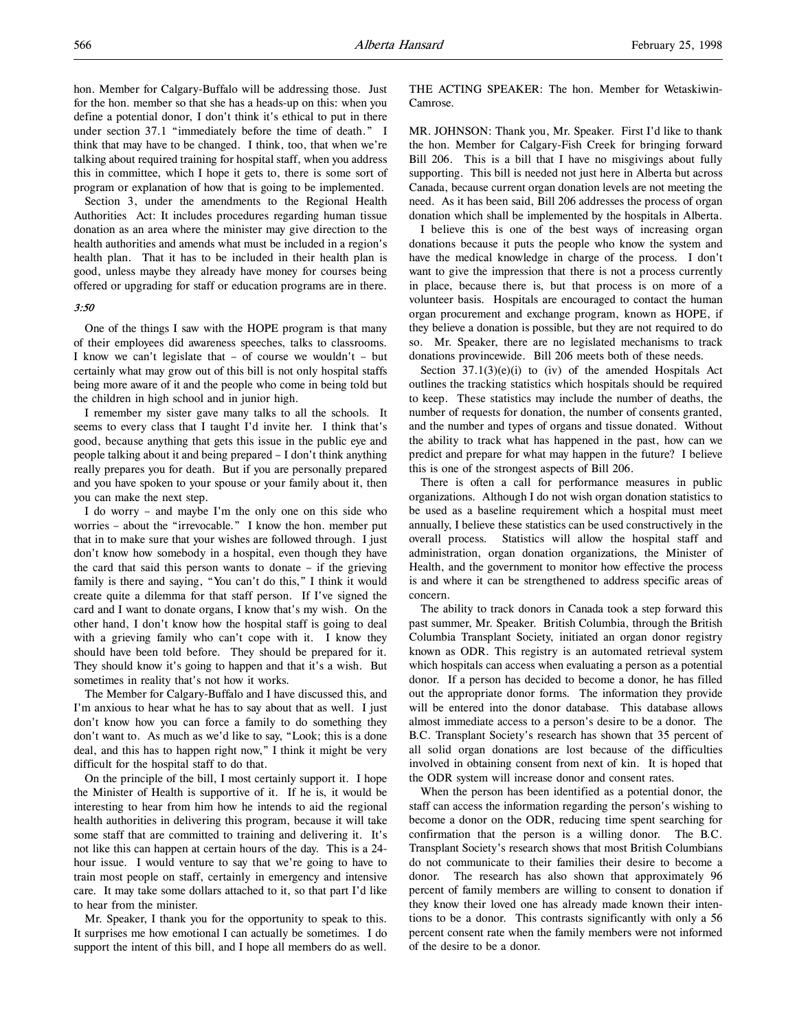hon. Member for Calgary-Buffalo will be addressing those. Just for the hon. member so that she has a heads-up on this: when you define a potential donor, I don't think it's ethical to put in there under section 37.1 "immediately before the time of death." I think that may have to be changed. I think, too, that when we're talking about required training for hospital staff, when you address this in committee, which I hope it gets to, there is some sort of program or explanation of how that is going to be implemented.

Section 3, under the amendments to the Regional Health Authorities Act: It includes procedures regarding human tissue donation as an area where the minister may give direction to the health authorities and amends what must be included in a region's health plan. That it has to be included in their health plan is good, unless maybe they already have money for courses being offered or upgrading for staff or education programs are in there.

*3:50*

One of the things I saw with the HOPE program is that many of their employees did awareness speeches, talks to classrooms. I know we can't legislate that – of course we wouldn't – but certainly what may grow out of this bill is not only hospital staffs being more aware of it and the people who come in being told but the children in high school and in junior high.

I remember my sister gave many talks to all the schools. It seems to every class that I taught I'd invite her. I think that's good, because anything that gets this issue in the public eye and people talking about it and being prepared – I don't think anything really prepares you for death. But if you are personally prepared and you have spoken to your spouse or your family about it, then you can make the next step.

I do worry – and maybe I'm the only one on this side who worries – about the "irrevocable." I know the hon. member put that in to make sure that your wishes are followed through. I just don't know how somebody in a hospital, even though they have the card that said this person wants to donate – if the grieving family is there and saying, "You can't do this," I think it would create quite a dilemma for that staff person. If I've signed the card and I want to donate organs, I know that's my wish. On the other hand, I don't know how the hospital staff is going to deal with a grieving family who can't cope with it. I know they should have been told before. They should be prepared for it. They should know it's going to happen and that it's a wish. But sometimes in reality that's not how it works.

The Member for Calgary-Buffalo and I have discussed this, and I'm anxious to hear what he has to say about that as well. I just don't know how you can force a family to do something they don't want to. As much as we'd like to say, "Look; this is a done deal, and this has to happen right now," I think it might be very difficult for the hospital staff to do that.

On the principle of the bill, I most certainly support it. I hope the Minister of Health is supportive of it. If he is, it would be interesting to hear from him how he intends to aid the regional health authorities in delivering this program, because it will take some staff that are committed to training and delivering it. It's not like this can happen at certain hours of the day. This is a 24-hour issue. I would venture to say that we're going to have to train most people on staff, certainly in emergency and intensive care. It may take some dollars attached to it, so that part I'd like to hear from the minister.

Mr. Speaker, I thank you for the opportunity to speak to this. It surprises me how emotional I can actually be sometimes. I do support the intent of this bill, and I hope all members do as well.

THE ACTING SPEAKER: The hon. Member for Wetaskiwin-Camrose.

MR. JOHNSON: Thank you, Mr. Speaker. First I'd like to thank the hon. Member for Calgary-Fish Creek for bringing forward Bill 206. This is a bill that I have no misgivings about fully supporting. This bill is needed not just here in Alberta but across Canada, because current organ donation levels are not meeting the need. As it has been said, Bill 206 addresses the process of organ donation which shall be implemented by the hospitals in Alberta.

I believe this is one of the best ways of increasing organ donations because it puts the people who know the system and have the medical knowledge in charge of the process. I don't want to give the impression that there is not a process currently in place, because there is, but that process is on more of a volunteer basis. Hospitals are encouraged to contact the human organ procurement and exchange program, known as HOPE, if they believe a donation is possible, but they are not required to do so. Mr. Speaker, there are no legislated mechanisms to track donations provincewide. Bill 206 meets both of these needs.

Section 37.1(3)(e)(i) to (iv) of the amended Hospitals Act outlines the tracking statistics which hospitals should be required to keep. These statistics may include the number of deaths, the number of requests for donation, the number of consents granted, and the number and types of organs and tissue donated. Without the ability to track what has happened in the past, how can we predict and prepare for what may happen in the future? I believe this is one of the strongest aspects of Bill 206.

There is often a call for performance measures in public organizations. Although I do not wish organ donation statistics to be used as a baseline requirement which a hospital must meet annually, I believe these statistics can be used constructively in the overall process. Statistics will allow the hospital staff and administration, organ donation organizations, the Minister of Health, and the government to monitor how effective the process is and where it can be strengthened to address specific areas of concern.

The ability to track donors in Canada took a step forward this past summer, Mr. Speaker. British Columbia, through the British Columbia Transplant Society, initiated an organ donor registry known as ODR. This registry is an automated retrieval system which hospitals can access when evaluating a person as a potential donor. If a person has decided to become a donor, he has filled out the appropriate donor forms. The information they provide will be entered into the donor database. This database allows almost immediate access to a person's desire to be a donor. The B.C. Transplant Society's research has shown that 35 percent of all solid organ donations are lost because of the difficulties involved in obtaining consent from next of kin. It is hoped that the ODR system will increase donor and consent rates.

When the person has been identified as a potential donor, the staff can access the information regarding the person's wishing to become a donor on the ODR, reducing time spent searching for confirmation that the person is a willing donor. The B.C. Transplant Society's research shows that most British Columbians do not communicate to their families their desire to become a donor. The research has also shown that approximately 96 percent of family members are willing to consent to donation if they know their loved one has already made known their intentions to be a donor. This contrasts significantly with only a 56 percent consent rate when the family members were not informed of the desire to be a donor.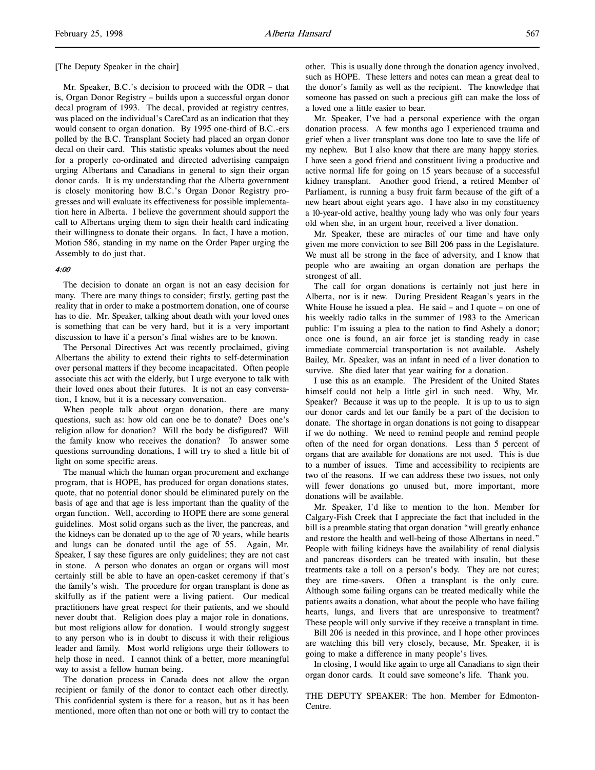[The Deputy Speaker in the chair]

Mr. Speaker, B.C.'s decision to proceed with the ODR – that is, Organ Donor Registry – builds upon a successful organ donor decal program of 1993. The decal, provided at registry centres, was placed on the individual's CareCard as an indication that they would consent to organ donation. By 1995 one-third of B.C.-ers polled by the B.C. Transplant Society had placed an organ donor decal on their card. This statistic speaks volumes about the need for a properly co-ordinated and directed advertising campaign urging Albertans and Canadians in general to sign their organ donor cards. It is my understanding that the Alberta government is closely monitoring how B.C.'s Organ Donor Registry progresses and will evaluate its effectiveness for possible implementation here in Alberta. I believe the government should support the call to Albertans urging them to sign their health card indicating their willingness to donate their organs. In fact, I have a motion, Motion 586, standing in my name on the Order Paper urging the Assembly to do just that.

*4:00*

The decision to donate an organ is not an easy decision for many. There are many things to consider; firstly, getting past the reality that in order to make a postmortem donation, one of course has to die. Mr. Speaker, talking about death with your loved ones is something that can be very hard, but it is a very important discussion to have if a person's final wishes are to be known.

The Personal Directives Act was recently proclaimed, giving Albertans the ability to extend their rights to self-determination over personal matters if they become incapacitated. Often people associate this act with the elderly, but I urge everyone to talk with their loved ones about their futures. It is not an easy conversation, I know, but it is a necessary conversation.

When people talk about organ donation, there are many questions, such as: how old can one be to donate? Does one's religion allow for donation? Will the body be disfigured? Will the family know who receives the donation? To answer some questions surrounding donations, I will try to shed a little bit of light on some specific areas.

The manual which the human organ procurement and exchange program, that is HOPE, has produced for organ donations states, quote, that no potential donor should be eliminated purely on the basis of age and that age is less important than the quality of the organ function. Well, according to HOPE there are some general guidelines. Most solid organs such as the liver, the pancreas, and the kidneys can be donated up to the age of 70 years, while hearts and lungs can be donated until the age of 55. Again, Mr. Speaker, I say these figures are only guidelines; they are not cast in stone. A person who donates an organ or organs will most certainly still be able to have an open-casket ceremony if that's the family's wish. The procedure for organ transplant is done as skilfully as if the patient were a living patient. Our medical practitioners have great respect for their patients, and we should never doubt that. Religion does play a major role in donations, but most religions allow for donation. I would strongly suggest to any person who is in doubt to discuss it with their religious leader and family. Most world religions urge their followers to help those in need. I cannot think of a better, more meaningful way to assist a fellow human being.

The donation process in Canada does not allow the organ recipient or family of the donor to contact each other directly. This confidential system is there for a reason, but as it has been mentioned, more often than not one or both will try to contact the other. This is usually done through the donation agency involved, such as HOPE. These letters and notes can mean a great deal to the donor's family as well as the recipient. The knowledge that someone has passed on such a precious gift can make the loss of a loved one a little easier to bear.

Mr. Speaker, I've had a personal experience with the organ donation process. A few months ago I experienced trauma and grief when a liver transplant was done too late to save the life of my nephew. But I also know that there are many happy stories. I have seen a good friend and constituent living a productive and active normal life for going on 15 years because of a successful kidney transplant. Another good friend, a retired Member of Parliament, is running a busy fruit farm because of the gift of a new heart about eight years ago. I have also in my constituency a 10-year-old active, healthy young lady who was only four years old when she, in an urgent hour, received a liver donation.

Mr. Speaker, these are miracles of our time and have only given me more conviction to see Bill 206 pass in the Legislature. We must all be strong in the face of adversity, and I know that people who are awaiting an organ donation are perhaps the strongest of all.

The call for organ donations is certainly not just here in Alberta, nor is it new. During President Reagan's years in the White House he issued a plea. He said – and I quote – on one of his weekly radio talks in the summer of 1983 to the American public: I'm issuing a plea to the nation to find Ashely a donor; once one is found, an air force jet is standing ready in case immediate commercial transportation is not available. Ashely Bailey, Mr. Speaker, was an infant in need of a liver donation to survive. She died later that year waiting for a donation.

I use this as an example. The President of the United States himself could not help a little girl in such need. Why, Mr. Speaker? Because it was up to the people. It is up to us to sign our donor cards and let our family be a part of the decision to donate. The shortage in organ donations is not going to disappear if we do nothing. We need to remind people and remind people often of the need for organ donations. Less than 5 percent of organs that are available for donations are not used. This is due to a number of issues. Time and accessibility to recipients are two of the reasons. If we can address these two issues, not only will fewer donations go unused but, more important, more donations will be available.

Mr. Speaker, I'd like to mention to the hon. Member for Calgary-Fish Creek that I appreciate the fact that included in the bill is a preamble stating that organ donation "will greatly enhance and restore the health and well-being of those Albertans in need." People with failing kidneys have the availability of renal dialysis and pancreas disorders can be treated with insulin, but these treatments take a toll on a person's body. They are not cures; they are time-savers. Often a transplant is the only cure. Although some failing organs can be treated medically while the patients awaits a donation, what about the people who have failing hearts, lungs, and livers that are unresponsive to treatment? These people will only survive if they receive a transplant in time.

Bill 206 is needed in this province, and I hope other provinces are watching this bill very closely, because, Mr. Speaker, it is going to make a difference in many people's lives.

In closing, I would like again to urge all Canadians to sign their organ donor cards. It could save someone's life. Thank you.

THE DEPUTY SPEAKER: The hon. Member for Edmonton-Centre.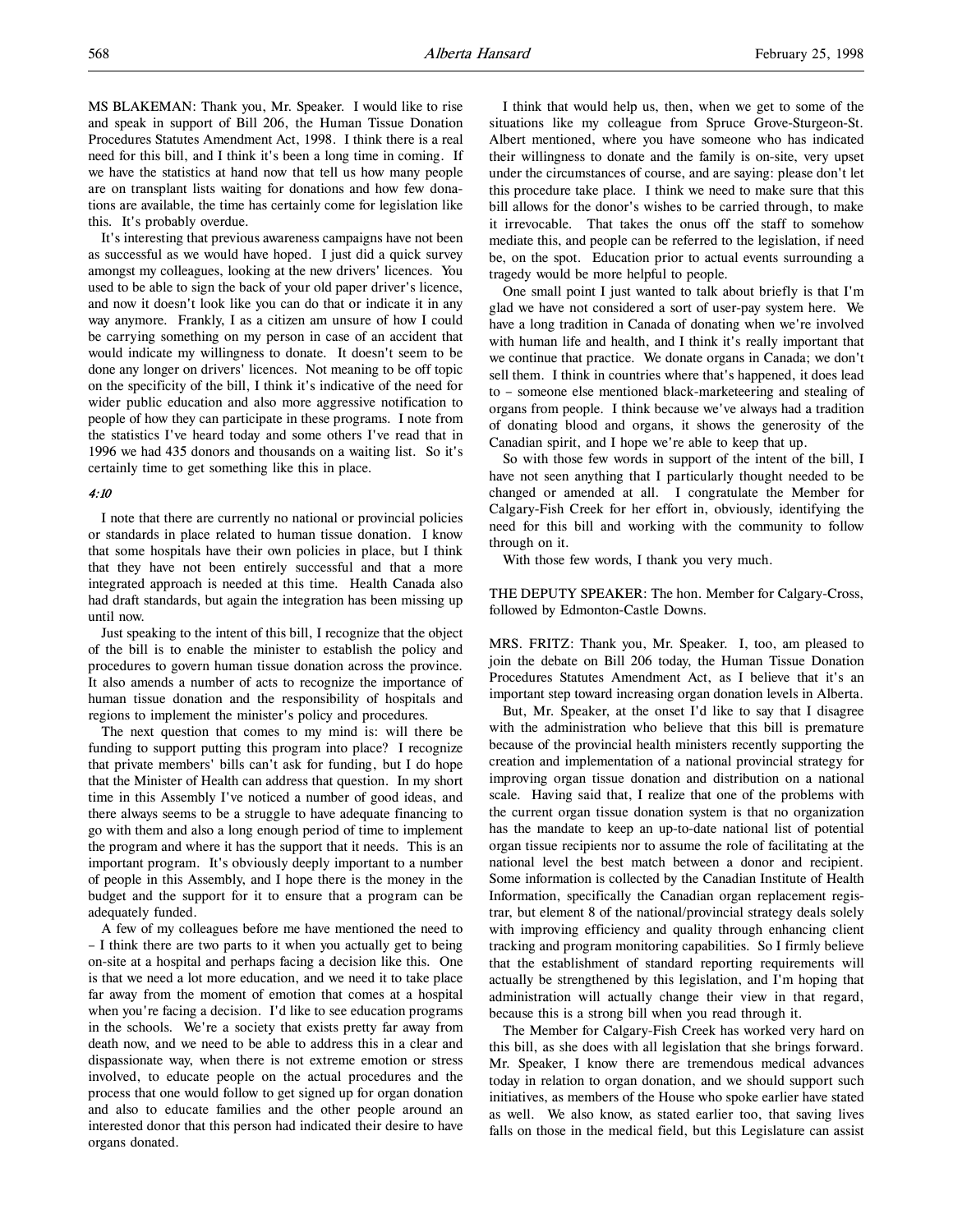MS BLAKEMAN: Thank you, Mr. Speaker. I would like to rise and speak in support of Bill 206, the Human Tissue Donation Procedures Statutes Amendment Act, 1998. I think there is a real need for this bill, and I think it's been a long time in coming. If we have the statistics at hand now that tell us how many people are on transplant lists waiting for donations and how few donations are available, the time has certainly come for legislation like this. It's probably overdue.

It's interesting that previous awareness campaigns have not been as successful as we would have hoped. I just did a quick survey amongst my colleagues, looking at the new drivers' licences. You used to be able to sign the back of your old paper driver's licence, and now it doesn't look like you can do that or indicate it in any way anymore. Frankly, I as a citizen am unsure of how I could be carrying something on my person in case of an accident that would indicate my willingness to donate. It doesn't seem to be done any longer on drivers' licences. Not meaning to be off topic on the specificity of the bill, I think it's indicative of the need for wider public education and also more aggressive notification to people of how they can participate in these programs. I note from the statistics I've heard today and some others I've read that in 1996 we had 435 donors and thousands on a waiting list. So it's certainly time to get something like this in place.

*4:10*

I note that there are currently no national or provincial policies or standards in place related to human tissue donation. I know that some hospitals have their own policies in place, but I think that they have not been entirely successful and that a more integrated approach is needed at this time. Health Canada also had draft standards, but again the integration has been missing up until now.

Just speaking to the intent of this bill, I recognize that the object of the bill is to enable the minister to establish the policy and procedures to govern human tissue donation across the province. It also amends a number of acts to recognize the importance of human tissue donation and the responsibility of hospitals and regions to implement the minister's policy and procedures.

The next question that comes to my mind is: will there be funding to support putting this program into place? I recognize that private members' bills can't ask for funding, but I do hope that the Minister of Health can address that question. In my short time in this Assembly I've noticed a number of good ideas, and there always seems to be a struggle to have adequate financing to go with them and also a long enough period of time to implement the program and where it has the support that it needs. This is an important program. It's obviously deeply important to a number of people in this Assembly, and I hope there is the money in the budget and the support for it to ensure that a program can be adequately funded.

A few of my colleagues before me have mentioned the need to – I think there are two parts to it when you actually get to being on-site at a hospital and perhaps facing a decision like this. One is that we need a lot more education, and we need it to take place far away from the moment of emotion that comes at a hospital when you're facing a decision. I'd like to see education programs in the schools. We're a society that exists pretty far away from death now, and we need to be able to address this in a clear and dispassionate way, when there is not extreme emotion or stress involved, to educate people on the actual procedures and the process that one would follow to get signed up for organ donation and also to educate families and the other people around an interested donor that this person had indicated their desire to have organs donated.

I think that would help us, then, when we get to some of the situations like my colleague from Spruce Grove-Sturgeon-St. Albert mentioned, where you have someone who has indicated their willingness to donate and the family is on-site, very upset under the circumstances of course, and are saying: please don't let this procedure take place. I think we need to make sure that this bill allows for the donor's wishes to be carried through, to make it irrevocable. That takes the onus off the staff to somehow mediate this, and people can be referred to the legislation, if need be, on the spot. Education prior to actual events surrounding a tragedy would be more helpful to people.

One small point I just wanted to talk about briefly is that I'm glad we have not considered a sort of user-pay system here. We have a long tradition in Canada of donating when we're involved with human life and health, and I think it's really important that we continue that practice. We donate organs in Canada; we don't sell them. I think in countries where that's happened, it does lead to – someone else mentioned black-marketeering and stealing of organs from people. I think because we've always had a tradition of donating blood and organs, it shows the generosity of the Canadian spirit, and I hope we're able to keep that up.

So with those few words in support of the intent of the bill, I have not seen anything that I particularly thought needed to be changed or amended at all. I congratulate the Member for Calgary-Fish Creek for her effort in, obviously, identifying the need for this bill and working with the community to follow through on it.

With those few words, I thank you very much.

THE DEPUTY SPEAKER: The hon. Member for Calgary-Cross, followed by Edmonton-Castle Downs.

MRS. FRITZ: Thank you, Mr. Speaker. I, too, am pleased to join the debate on Bill 206 today, the Human Tissue Donation Procedures Statutes Amendment Act, as I believe that it's an important step toward increasing organ donation levels in Alberta.

But, Mr. Speaker, at the onset I'd like to say that I disagree with the administration who believe that this bill is premature because of the provincial health ministers recently supporting the creation and implementation of a national provincial strategy for improving organ tissue donation and distribution on a national scale. Having said that, I realize that one of the problems with the current organ tissue donation system is that no organization has the mandate to keep an up-to-date national list of potential organ tissue recipients nor to assume the role of facilitating at the national level the best match between a donor and recipient. Some information is collected by the Canadian Institute of Health Information, specifically the Canadian organ replacement registrar, but element 8 of the national/provincial strategy deals solely with improving efficiency and quality through enhancing client tracking and program monitoring capabilities. So I firmly believe that the establishment of standard reporting requirements will actually be strengthened by this legislation, and I'm hoping that administration will actually change their view in that regard, because this is a strong bill when you read through it.

The Member for Calgary-Fish Creek has worked very hard on this bill, as she does with all legislation that she brings forward. Mr. Speaker, I know there are tremendous medical advances today in relation to organ donation, and we should support such initiatives, as members of the House who spoke earlier have stated as well. We also know, as stated earlier too, that saving lives falls on those in the medical field, but this Legislature can assist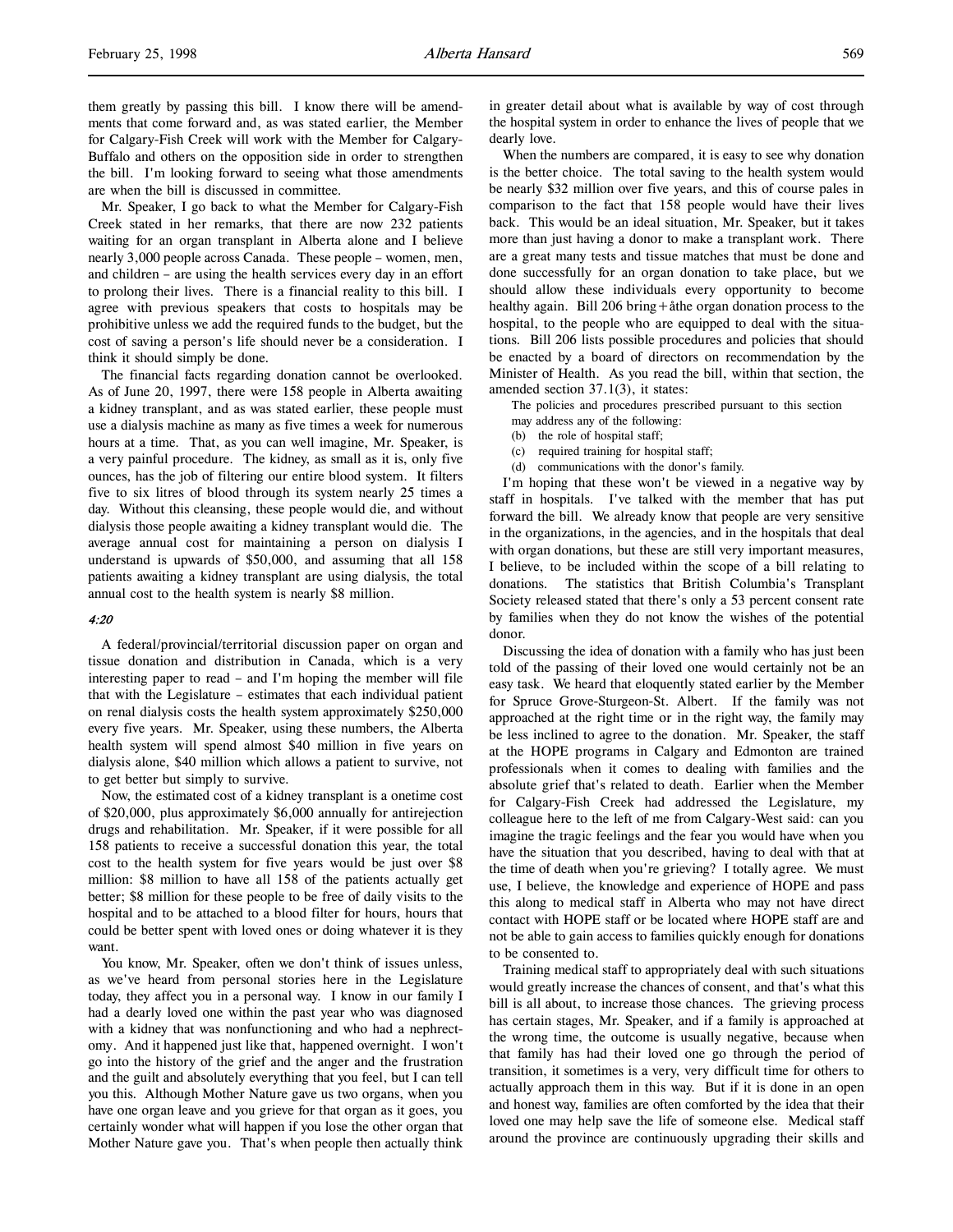them greatly by passing this bill. I know there will be amendments that come forward and, as was stated earlier, the Member for Calgary-Fish Creek will work with the Member for Calgary-Buffalo and others on the opposition side in order to strengthen the bill. I'm looking forward to seeing what those amendments are when the bill is discussed in committee.

Mr. Speaker, I go back to what the Member for Calgary-Fish Creek stated in her remarks, that there are now 232 patients waiting for an organ transplant in Alberta alone and I believe nearly 3,000 people across Canada. These people – women, men, and children – are using the health services every day in an effort to prolong their lives. There is a financial reality to this bill. I agree with previous speakers that costs to hospitals may be prohibitive unless we add the required funds to the budget, but the cost of saving a person's life should never be a consideration. I think it should simply be done.

The financial facts regarding donation cannot be overlooked. As of June 20, 1997, there were 158 people in Alberta awaiting a kidney transplant, and as was stated earlier, these people must use a dialysis machine as many as five times a week for numerous hours at a time. That, as you can well imagine, Mr. Speaker, is a very painful procedure. The kidney, as small as it is, only five ounces, has the job of filtering our entire blood system. It filters five to six litres of blood through its system nearly 25 times a day. Without this cleansing, these people would die, and without dialysis those people awaiting a kidney transplant would die. The average annual cost for maintaining a person on dialysis I understand is upwards of $50,000, and assuming that all 158 patients awaiting a kidney transplant are using dialysis, the total annual cost to the health system is nearly $8 million.

*4:20*

A federal/provincial/territorial discussion paper on organ and tissue donation and distribution in Canada, which is a very interesting paper to read – and I'm hoping the member will file that with the Legislature – estimates that each individual patient on renal dialysis costs the health system approximately $250,000 every five years. Mr. Speaker, using these numbers, the Alberta health system will spend almost $40 million in five years on dialysis alone, $40 million which allows a patient to survive, not to get better but simply to survive.

Now, the estimated cost of a kidney transplant is a onetime cost of $20,000, plus approximately $6,000 annually for antirejection drugs and rehabilitation. Mr. Speaker, if it were possible for all 158 patients to receive a successful donation this year, the total cost to the health system for five years would be just over $8 million: $8 million to have all 158 of the patients actually get better; $8 million for these people to be free of daily visits to the hospital and to be attached to a blood filter for hours, hours that could be better spent with loved ones or doing whatever it is they want.

You know, Mr. Speaker, often we don't think of issues unless, as we've heard from personal stories here in the Legislature today, they affect you in a personal way. I know in our family I had a dearly loved one within the past year who was diagnosed with a kidney that was nonfunctioning and who had a nephrectomy. And it happened just like that, happened overnight. I won't go into the history of the grief and the anger and the frustration and the guilt and absolutely everything that you feel, but I can tell you this. Although Mother Nature gave us two organs, when you have one organ leave and you grieve for that organ as it goes, you certainly wonder what will happen if you lose the other organ that Mother Nature gave you. That's when people then actually think in greater detail about what is available by way of cost through the hospital system in order to enhance the lives of people that we dearly love.

When the numbers are compared, it is easy to see why donation is the better choice. The total saving to the health system would be nearly $32 million over five years, and this of course pales in comparison to the fact that 158 people would have their lives back. This would be an ideal situation, Mr. Speaker, but it takes more than just having a donor to make a transplant work. There are a great many tests and tissue matches that must be done and done successfully for an organ donation to take place, but we should allow these individuals every opportunity to become healthy again. Bill 206 bring+åthe organ donation process to the hospital, to the people who are equipped to deal with the situations. Bill 206 lists possible procedures and policies that should be enacted by a board of directors on recommendation by the Minister of Health. As you read the bill, within that section, the amended section 37.1(3), it states:

> The policies and procedures prescribed pursuant to this section may address any of the following:
> (b) the role of hospital staff;
> (c) required training for hospital staff;
> (d) communications with the donor's family.

I'm hoping that these won't be viewed in a negative way by staff in hospitals. I've talked with the member that has put forward the bill. We already know that people are very sensitive in the organizations, in the agencies, and in the hospitals that deal with organ donations, but these are still very important measures, I believe, to be included within the scope of a bill relating to donations. The statistics that British Columbia's Transplant Society released stated that there's only a 53 percent consent rate by families when they do not know the wishes of the potential donor.

Discussing the idea of donation with a family who has just been told of the passing of their loved one would certainly not be an easy task. We heard that eloquently stated earlier by the Member for Spruce Grove-Sturgeon-St. Albert. If the family was not approached at the right time or in the right way, the family may be less inclined to agree to the donation. Mr. Speaker, the staff at the HOPE programs in Calgary and Edmonton are trained professionals when it comes to dealing with families and the absolute grief that's related to death. Earlier when the Member for Calgary-Fish Creek had addressed the Legislature, my colleague here to the left of me from Calgary-West said: can you imagine the tragic feelings and the fear you would have when you have the situation that you described, having to deal with that at the time of death when you're grieving? I totally agree. We must use, I believe, the knowledge and experience of HOPE and pass this along to medical staff in Alberta who may not have direct contact with HOPE staff or be located where HOPE staff are and not be able to gain access to families quickly enough for donations to be consented to.

Training medical staff to appropriately deal with such situations would greatly increase the chances of consent, and that's what this bill is all about, to increase those chances. The grieving process has certain stages, Mr. Speaker, and if a family is approached at the wrong time, the outcome is usually negative, because when that family has had their loved one go through the period of transition, it sometimes is a very, very difficult time for others to actually approach them in this way. But if it is done in an open and honest way, families are often comforted by the idea that their loved one may help save the life of someone else. Medical staff around the province are continuously upgrading their skills and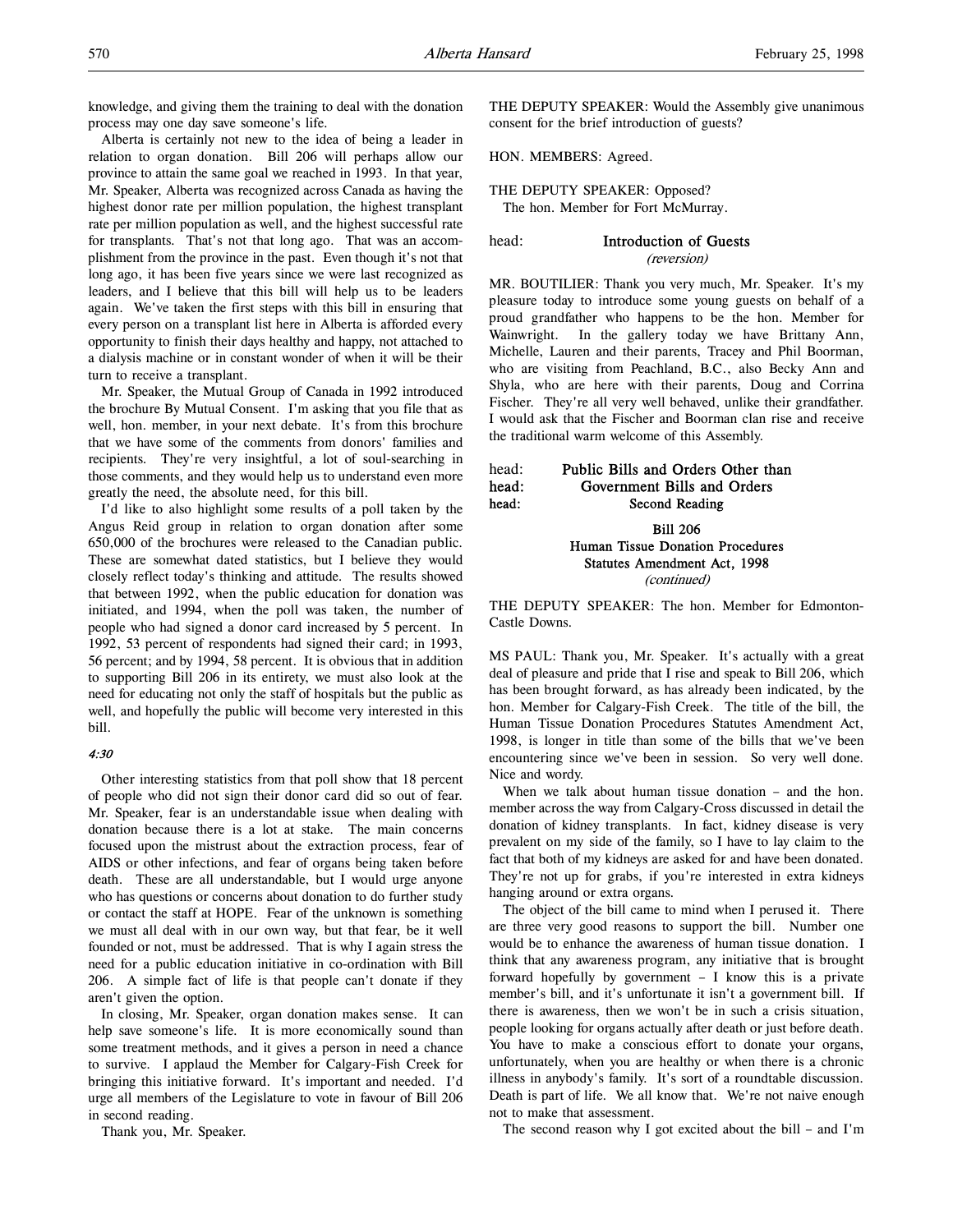knowledge, and giving them the training to deal with the donation process may one day save someone's life.

Alberta is certainly not new to the idea of being a leader in relation to organ donation. Bill 206 will perhaps allow our province to attain the same goal we reached in 1993. In that year, Mr. Speaker, Alberta was recognized across Canada as having the highest donor rate per million population, the highest transplant rate per million population as well, and the highest successful rate for transplants. That's not that long ago. That was an accomplishment from the province in the past. Even though it's not that long ago, it has been five years since we were last recognized as leaders, and I believe that this bill will help us to be leaders again. We've taken the first steps with this bill in ensuring that every person on a transplant list here in Alberta is afforded every opportunity to finish their days healthy and happy, not attached to a dialysis machine or in constant wonder of when it will be their turn to receive a transplant.

Mr. Speaker, the Mutual Group of Canada in 1992 introduced the brochure By Mutual Consent. I'm asking that you file that as well, hon. member, in your next debate. It's from this brochure that we have some of the comments from donors' families and recipients. They're very insightful, a lot of soul-searching in those comments, and they would help us to understand even more greatly the need, the absolute need, for this bill.

I'd like to also highlight some results of a poll taken by the Angus Reid group in relation to organ donation after some 650,000 of the brochures were released to the Canadian public. These are somewhat dated statistics, but I believe they would closely reflect today's thinking and attitude. The results showed that between 1992, when the public education for donation was initiated, and 1994, when the poll was taken, the number of people who had signed a donor card increased by 5 percent. In 1992, 53 percent of respondents had signed their card; in 1993, 56 percent; and by 1994, 58 percent. It is obvious that in addition to supporting Bill 206 in its entirety, we must also look at the need for educating not only the staff of hospitals but the public as well, and hopefully the public will become very interested in this bill.

*4:30*

Other interesting statistics from that poll show that 18 percent of people who did not sign their donor card did so out of fear. Mr. Speaker, fear is an understandable issue when dealing with donation because there is a lot at stake. The main concerns focused upon the mistrust about the extraction process, fear of AIDS or other infections, and fear of organs being taken before death. These are all understandable, but I would urge anyone who has questions or concerns about donation to do further study or contact the staff at HOPE. Fear of the unknown is something we must all deal with in our own way, but that fear, be it well founded or not, must be addressed. That is why I again stress the need for a public education initiative in co-ordination with Bill 206. A simple fact of life is that people can't donate if they aren't given the option.

In closing, Mr. Speaker, organ donation makes sense. It can help save someone's life. It is more economically sound than some treatment methods, and it gives a person in need a chance to survive. I applaud the Member for Calgary-Fish Creek for bringing this initiative forward. It's important and needed. I'd urge all members of the Legislature to vote in favour of Bill 206 in second reading.

Thank you, Mr. Speaker.

THE DEPUTY SPEAKER: Would the Assembly give unanimous consent for the brief introduction of guests?

HON. MEMBERS: Agreed.

THE DEPUTY SPEAKER: Opposed?
The hon. Member for Fort McMurray.

## Introduction of Guests
*(reversion)*

MR. BOUTILIER: Thank you very much, Mr. Speaker. It's my pleasure today to introduce some young guests on behalf of a proud grandfather who happens to be the hon. Member for Wainwright. In the gallery today we have Brittany Ann, Michelle, Lauren and their parents, Tracey and Phil Boorman, who are visiting from Peachland, B.C., also Becky Ann and Shyla, who are here with their parents, Doug and Corrina Fischer. They're all very well behaved, unlike their grandfather. I would ask that the Fischer and Boorman clan rise and receive the traditional warm welcome of this Assembly.

## Public Bills and Orders Other than Government Bills and Orders
### Second Reading

**Bill 206**
**Human Tissue Donation Procedures Statutes Amendment Act, 1998**
*(continued)*

THE DEPUTY SPEAKER: The hon. Member for Edmonton-Castle Downs.

MS PAUL: Thank you, Mr. Speaker. It's actually with a great deal of pleasure and pride that I rise and speak to Bill 206, which has been brought forward, as has already been indicated, by the hon. Member for Calgary-Fish Creek. The title of the bill, the Human Tissue Donation Procedures Statutes Amendment Act, 1998, is longer in title than some of the bills that we've been encountering since we've been in session. So very well done. Nice and wordy.

When we talk about human tissue donation – and the hon. member across the way from Calgary-Cross discussed in detail the donation of kidney transplants. In fact, kidney disease is very prevalent on my side of the family, so I have to lay claim to the fact that both of my kidneys are asked for and have been donated. They're not up for grabs, if you're interested in extra kidneys hanging around or extra organs.

The object of the bill came to mind when I perused it. There are three very good reasons to support the bill. Number one would be to enhance the awareness of human tissue donation. I think that any awareness program, any initiative that is brought forward hopefully by government – I know this is a private member's bill, and it's unfortunate it isn't a government bill. If there is awareness, then we won't be in such a crisis situation, people looking for organs actually after death or just before death. You have to make a conscious effort to donate your organs, unfortunately, when you are healthy or when there is a chronic illness in anybody's family. It's sort of a roundtable discussion. Death is part of life. We all know that. We're not naive enough not to make that assessment.

The second reason why I got excited about the bill – and I'm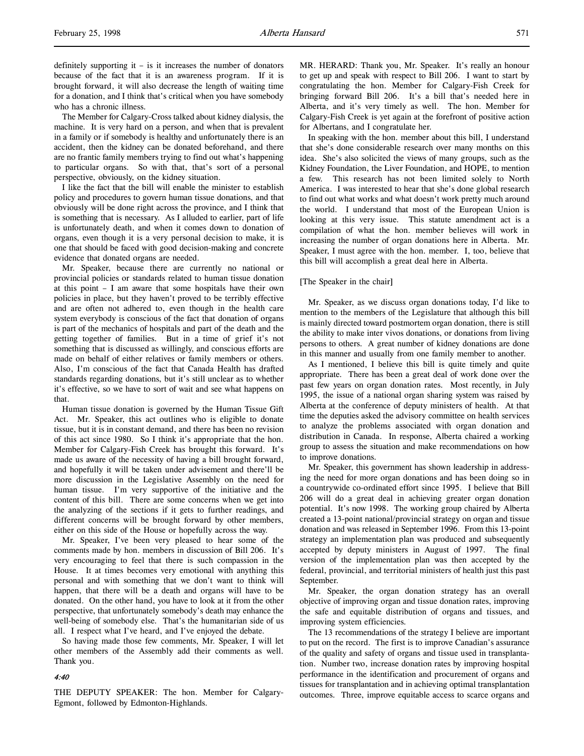definitely supporting it – is it increases the number of donators because of the fact that it is an awareness program. If it is brought forward, it will also decrease the length of waiting time for a donation, and I think that's critical when you have somebody who has a chronic illness.

The Member for Calgary-Cross talked about kidney dialysis, the machine. It is very hard on a person, and when that is prevalent in a family or if somebody is healthy and unfortunately there is an accident, then the kidney can be donated beforehand, and there are no frantic family members trying to find out what's happening to particular organs. So with that, that's sort of a personal perspective, obviously, on the kidney situation.

I like the fact that the bill will enable the minister to establish policy and procedures to govern human tissue donations, and that obviously will be done right across the province, and I think that is something that is necessary. As I alluded to earlier, part of life is unfortunately death, and when it comes down to donation of organs, even though it is a very personal decision to make, it is one that should be faced with good decision-making and concrete evidence that donated organs are needed.

Mr. Speaker, because there are currently no national or provincial policies or standards related to human tissue donation at this point – I am aware that some hospitals have their own policies in place, but they haven't proved to be terribly effective and are often not adhered to, even though in the health care system everybody is conscious of the fact that donation of organs is part of the mechanics of hospitals and part of the death and the getting together of families. But in a time of grief it's not something that is discussed as willingly, and conscious efforts are made on behalf of either relatives or family members or others. Also, I'm conscious of the fact that Canada Health has drafted standards regarding donations, but it's still unclear as to whether it's effective, so we have to sort of wait and see what happens on that.

Human tissue donation is governed by the Human Tissue Gift Act. Mr. Speaker, this act outlines who is eligible to donate tissue, but it is in constant demand, and there has been no revision of this act since 1980. So I think it's appropriate that the hon. Member for Calgary-Fish Creek has brought this forward. It's made us aware of the necessity of having a bill brought forward, and hopefully it will be taken under advisement and there'll be more discussion in the Legislative Assembly on the need for human tissue. I'm very supportive of the initiative and the content of this bill. There are some concerns when we get into the analyzing of the sections if it gets to further readings, and different concerns will be brought forward by other members, either on this side of the House or hopefully across the way.

Mr. Speaker, I've been very pleased to hear some of the comments made by hon. members in discussion of Bill 206. It's very encouraging to feel that there is such compassion in the House. It at times becomes very emotional with anything this personal and with something that we don't want to think will happen, that there will be a death and organs will have to be donated. On the other hand, you have to look at it from the other perspective, that unfortunately somebody's death may enhance the well-being of somebody else. That's the humanitarian side of us all. I respect what I've heard, and I've enjoyed the debate.

So having made those few comments, Mr. Speaker, I will let other members of the Assembly add their comments as well. Thank you.

*4:40*

THE DEPUTY SPEAKER: The hon. Member for Calgary-Egmont, followed by Edmonton-Highlands.

MR. HERARD: Thank you, Mr. Speaker. It's really an honour to get up and speak with respect to Bill 206. I want to start by congratulating the hon. Member for Calgary-Fish Creek for bringing forward Bill 206. It's a bill that's needed here in Alberta, and it's very timely as well. The hon. Member for Calgary-Fish Creek is yet again at the forefront of positive action for Albertans, and I congratulate her.

In speaking with the hon. member about this bill, I understand that she's done considerable research over many months on this idea. She's also solicited the views of many groups, such as the Kidney Foundation, the Liver Foundation, and HOPE, to mention a few. This research has not been limited solely to North America. I was interested to hear that she's done global research to find out what works and what doesn't work pretty much around the world. I understand that most of the European Union is looking at this very issue. This statute amendment act is a compilation of what the hon. member believes will work in increasing the number of organ donations here in Alberta. Mr. Speaker, I must agree with the hon. member. I, too, believe that this bill will accomplish a great deal here in Alberta.

[The Speaker in the chair]

Mr. Speaker, as we discuss organ donations today, I'd like to mention to the members of the Legislature that although this bill is mainly directed toward postmortem organ donation, there is still the ability to make inter vivos donations, or donations from living persons to others. A great number of kidney donations are done in this manner and usually from one family member to another.

As I mentioned, I believe this bill is quite timely and quite appropriate. There has been a great deal of work done over the past few years on organ donation rates. Most recently, in July 1995, the issue of a national organ sharing system was raised by Alberta at the conference of deputy ministers of health. At that time the deputies asked the advisory committee on health services to analyze the problems associated with organ donation and distribution in Canada. In response, Alberta chaired a working group to assess the situation and make recommendations on how to improve donations.

Mr. Speaker, this government has shown leadership in addressing the need for more organ donations and has been doing so in a countrywide co-ordinated effort since 1995. I believe that Bill 206 will do a great deal in achieving greater organ donation potential. It's now 1998. The working group chaired by Alberta created a 13-point national/provincial strategy on organ and tissue donation and was released in September 1996. From this 13-point strategy an implementation plan was produced and subsequently accepted by deputy ministers in August of 1997. The final version of the implementation plan was then accepted by the federal, provincial, and territorial ministers of health just this past September.

Mr. Speaker, the organ donation strategy has an overall objective of improving organ and tissue donation rates, improving the safe and equitable distribution of organs and tissues, and improving system efficiencies.

The 13 recommendations of the strategy I believe are important to put on the record. The first is to improve Canadian's assurance of the quality and safety of organs and tissue used in transplantation. Number two, increase donation rates by improving hospital performance in the identification and procurement of organs and tissues for transplantation and in achieving optimal transplantation outcomes. Three, improve equitable access to scarce organs and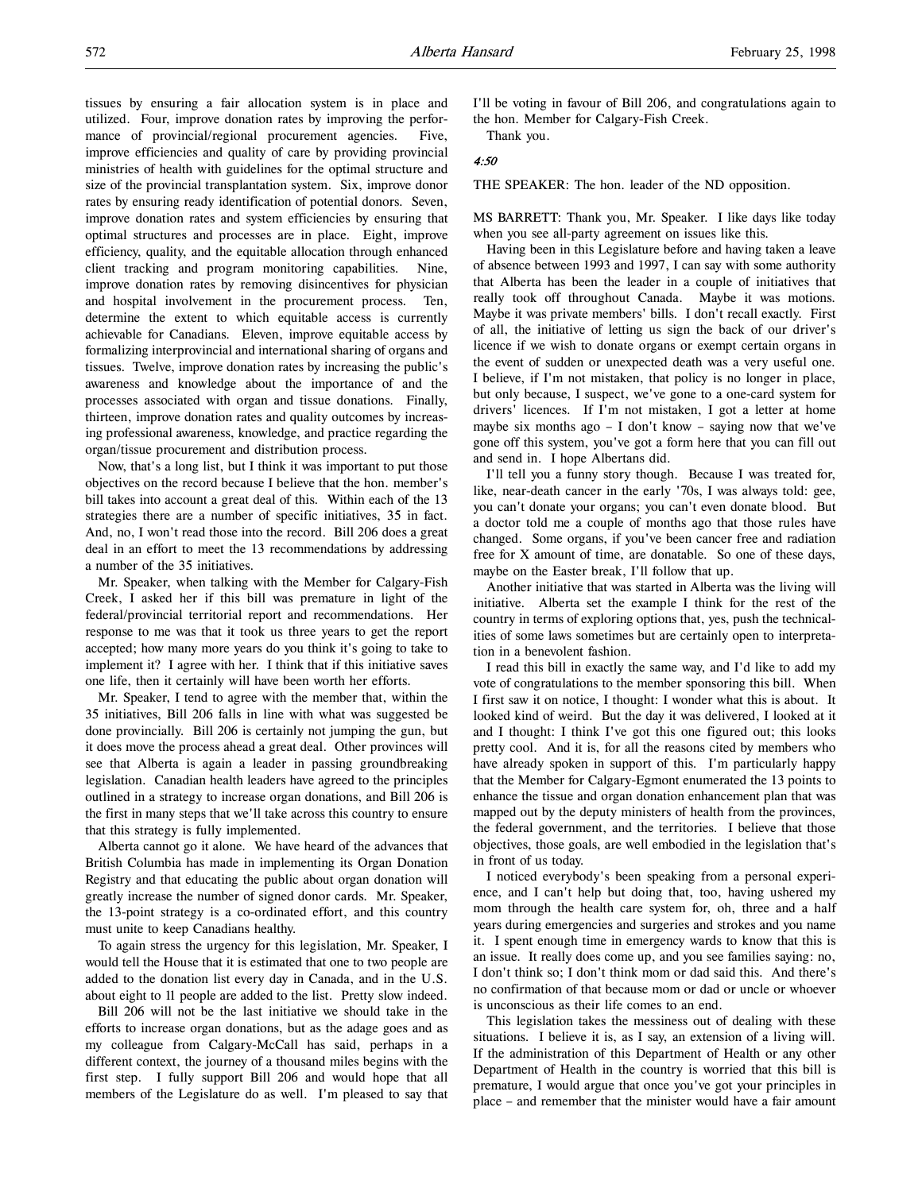tissues by ensuring a fair allocation system is in place and utilized. Four, improve donation rates by improving the performance of provincial/regional procurement agencies. Five, improve efficiencies and quality of care by providing provincial ministries of health with guidelines for the optimal structure and size of the provincial transplantation system. Six, improve donor rates by ensuring ready identification of potential donors. Seven, improve donation rates and system efficiencies by ensuring that optimal structures and processes are in place. Eight, improve efficiency, quality, and the equitable allocation through enhanced client tracking and program monitoring capabilities. Nine, improve donation rates by removing disincentives for physician and hospital involvement in the procurement process. Ten, determine the extent to which equitable access is currently achievable for Canadians. Eleven, improve equitable access by formalizing interprovincial and international sharing of organs and tissues. Twelve, improve donation rates by increasing the public's awareness and knowledge about the importance of and the processes associated with organ and tissue donations. Finally, thirteen, improve donation rates and quality outcomes by increasing professional awareness, knowledge, and practice regarding the organ/tissue procurement and distribution process.

Now, that's a long list, but I think it was important to put those objectives on the record because I believe that the hon. member's bill takes into account a great deal of this. Within each of the 13 strategies there are a number of specific initiatives, 35 in fact. And, no, I won't read those into the record. Bill 206 does a great deal in an effort to meet the 13 recommendations by addressing a number of the 35 initiatives.

Mr. Speaker, when talking with the Member for Calgary-Fish Creek, I asked her if this bill was premature in light of the federal/provincial territorial report and recommendations. Her response to me was that it took us three years to get the report accepted; how many more years do you think it's going to take to implement it? I agree with her. I think that if this initiative saves one life, then it certainly will have been worth her efforts.

Mr. Speaker, I tend to agree with the member that, within the 35 initiatives, Bill 206 falls in line with what was suggested be done provincially. Bill 206 is certainly not jumping the gun, but it does move the process ahead a great deal. Other provinces will see that Alberta is again a leader in passing groundbreaking legislation. Canadian health leaders have agreed to the principles outlined in a strategy to increase organ donations, and Bill 206 is the first in many steps that we'll take across this country to ensure that this strategy is fully implemented.

Alberta cannot go it alone. We have heard of the advances that British Columbia has made in implementing its Organ Donation Registry and that educating the public about organ donation will greatly increase the number of signed donor cards. Mr. Speaker, the 13-point strategy is a co-ordinated effort, and this country must unite to keep Canadians healthy.

To again stress the urgency for this legislation, Mr. Speaker, I would tell the House that it is estimated that one to two people are added to the donation list every day in Canada, and in the U.S. about eight to 11 people are added to the list. Pretty slow indeed.

Bill 206 will not be the last initiative we should take in the efforts to increase organ donations, but as the adage goes and as my colleague from Calgary-McCall has said, perhaps in a different context, the journey of a thousand miles begins with the first step. I fully support Bill 206 and would hope that all members of the Legislature do as well. I'm pleased to say that I'll be voting in favour of Bill 206, and congratulations again to the hon. Member for Calgary-Fish Creek.

Thank you.

*4:50*

THE SPEAKER: The hon. leader of the ND opposition.

MS BARRETT: Thank you, Mr. Speaker. I like days like today when you see all-party agreement on issues like this.

Having been in this Legislature before and having taken a leave of absence between 1993 and 1997, I can say with some authority that Alberta has been the leader in a couple of initiatives that really took off throughout Canada. Maybe it was motions. Maybe it was private members' bills. I don't recall exactly. First of all, the initiative of letting us sign the back of our driver's licence if we wish to donate organs or exempt certain organs in the event of sudden or unexpected death was a very useful one. I believe, if I'm not mistaken, that policy is no longer in place, but only because, I suspect, we've gone to a one-card system for drivers' licences. If I'm not mistaken, I got a letter at home maybe six months ago – I don't know – saying now that we've gone off this system, you've got a form here that you can fill out and send in. I hope Albertans did.

I'll tell you a funny story though. Because I was treated for, like, near-death cancer in the early '70s, I was always told: gee, you can't donate your organs; you can't even donate blood. But a doctor told me a couple of months ago that those rules have changed. Some organs, if you've been cancer free and radiation free for X amount of time, are donatable. So one of these days, maybe on the Easter break, I'll follow that up.

Another initiative that was started in Alberta was the living will initiative. Alberta set the example I think for the rest of the country in terms of exploring options that, yes, push the technicalities of some laws sometimes but are certainly open to interpretation in a benevolent fashion.

I read this bill in exactly the same way, and I'd like to add my vote of congratulations to the member sponsoring this bill. When I first saw it on notice, I thought: I wonder what this is about. It looked kind of weird. But the day it was delivered, I looked at it and I thought: I think I've got this one figured out; this looks pretty cool. And it is, for all the reasons cited by members who have already spoken in support of this. I'm particularly happy that the Member for Calgary-Egmont enumerated the 13 points to enhance the tissue and organ donation enhancement plan that was mapped out by the deputy ministers of health from the provinces, the federal government, and the territories. I believe that those objectives, those goals, are well embodied in the legislation that's in front of us today.

I noticed everybody's been speaking from a personal experience, and I can't help but doing that, too, having ushered my mom through the health care system for, oh, three and a half years during emergencies and surgeries and strokes and you name it. I spent enough time in emergency wards to know that this is an issue. It really does come up, and you see families saying: no, I don't think so; I don't think mom or dad said this. And there's no confirmation of that because mom or dad or uncle or whoever is unconscious as their life comes to an end.

This legislation takes the messiness out of dealing with these situations. I believe it is, as I say, an extension of a living will. If the administration of this Department of Health or any other Department of Health in the country is worried that this bill is premature, I would argue that once you've got your principles in place – and remember that the minister would have a fair amount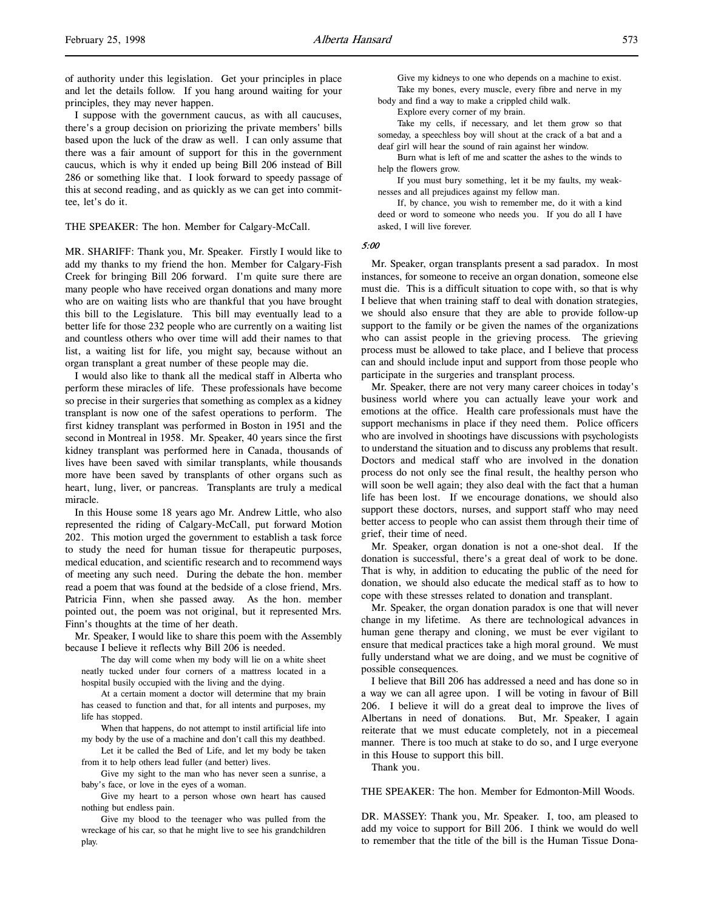of authority under this legislation. Get your principles in place and let the details follow. If you hang around waiting for your principles, they may never happen.

I suppose with the government caucus, as with all caucuses, there's a group decision on priorizing the private members' bills based upon the luck of the draw as well. I can only assume that there was a fair amount of support for this in the government caucus, which is why it ended up being Bill 206 instead of Bill 286 or something like that. I look forward to speedy passage of this at second reading, and as quickly as we can get into committee, let's do it.

THE SPEAKER: The hon. Member for Calgary-McCall.

MR. SHARIFF: Thank you, Mr. Speaker. Firstly I would like to add my thanks to my friend the hon. Member for Calgary-Fish Creek for bringing Bill 206 forward. I'm quite sure there are many people who have received organ donations and many more who are on waiting lists who are thankful that you have brought this bill to the Legislature. This bill may eventually lead to a better life for those 232 people who are currently on a waiting list and countless others who over time will add their names to that list, a waiting list for life, you might say, because without an organ transplant a great number of these people may die.

I would also like to thank all the medical staff in Alberta who perform these miracles of life. These professionals have become so precise in their surgeries that something as complex as a kidney transplant is now one of the safest operations to perform. The first kidney transplant was performed in Boston in 1951 and the second in Montreal in 1958. Mr. Speaker, 40 years since the first kidney transplant was performed here in Canada, thousands of lives have been saved with similar transplants, while thousands more have been saved by transplants of other organs such as heart, lung, liver, or pancreas. Transplants are truly a medical miracle.

In this House some 18 years ago Mr. Andrew Little, who also represented the riding of Calgary-McCall, put forward Motion 202. This motion urged the government to establish a task force to study the need for human tissue for therapeutic purposes, medical education, and scientific research and to recommend ways of meeting any such need. During the debate the hon. member read a poem that was found at the bedside of a close friend, Mrs. Patricia Finn, when she passed away. As the hon. member pointed out, the poem was not original, but it represented Mrs. Finn's thoughts at the time of her death.

Mr. Speaker, I would like to share this poem with the Assembly because I believe it reflects why Bill 206 is needed.

> The day will come when my body will lie on a white sheet neatly tucked under four corners of a mattress located in a hospital busily occupied with the living and the dying.
>
> At a certain moment a doctor will determine that my brain has ceased to function and that, for all intents and purposes, my life has stopped.
>
> When that happens, do not attempt to instil artificial life into my body by the use of a machine and don't call this my deathbed.
>
> Let it be called the Bed of Life, and let my body be taken from it to help others lead fuller (and better) lives.
>
> Give my sight to the man who has never seen a sunrise, a baby's face, or love in the eyes of a woman.
>
> Give my heart to a person whose own heart has caused nothing but endless pain.
>
> Give my blood to the teenager who was pulled from the wreckage of his car, so that he might live to see his grandchildren play.
>
> Give my kidneys to one who depends on a machine to exist.
>
> Take my bones, every muscle, every fibre and nerve in my body and find a way to make a crippled child walk.
>
> Explore every corner of my brain.
>
> Take my cells, if necessary, and let them grow so that someday, a speechless boy will shout at the crack of a bat and a deaf girl will hear the sound of rain against her window.
>
> Burn what is left of me and scatter the ashes to the winds to help the flowers grow.
>
> If you must bury something, let it be my faults, my weaknesses and all prejudices against my fellow man.
>
> If, by chance, you wish to remember me, do it with a kind deed or word to someone who needs you. If you do all I have asked, I will live forever.

*5:00*

Mr. Speaker, organ transplants present a sad paradox. In most instances, for someone to receive an organ donation, someone else must die. This is a difficult situation to cope with, so that is why I believe that when training staff to deal with donation strategies, we should also ensure that they are able to provide follow-up support to the family or be given the names of the organizations who can assist people in the grieving process. The grieving process must be allowed to take place, and I believe that process can and should include input and support from those people who participate in the surgeries and transplant process.

Mr. Speaker, there are not very many career choices in today's business world where you can actually leave your work and emotions at the office. Health care professionals must have the support mechanisms in place if they need them. Police officers who are involved in shootings have discussions with psychologists to understand the situation and to discuss any problems that result. Doctors and medical staff who are involved in the donation process do not only see the final result, the healthy person who will soon be well again; they also deal with the fact that a human life has been lost. If we encourage donations, we should also support these doctors, nurses, and support staff who may need better access to people who can assist them through their time of grief, their time of need.

Mr. Speaker, organ donation is not a one-shot deal. If the donation is successful, there's a great deal of work to be done. That is why, in addition to educating the public of the need for donation, we should also educate the medical staff as to how to cope with these stresses related to donation and transplant.

Mr. Speaker, the organ donation paradox is one that will never change in my lifetime. As there are technological advances in human gene therapy and cloning, we must be ever vigilant to ensure that medical practices take a high moral ground. We must fully understand what we are doing, and we must be cognitive of possible consequences.

I believe that Bill 206 has addressed a need and has done so in a way we can all agree upon. I will be voting in favour of Bill 206. I believe it will do a great deal to improve the lives of Albertans in need of donations. But, Mr. Speaker, I again reiterate that we must educate completely, not in a piecemeal manner. There is too much at stake to do so, and I urge everyone in this House to support this bill.

Thank you.

THE SPEAKER: The hon. Member for Edmonton-Mill Woods.

DR. MASSEY: Thank you, Mr. Speaker. I, too, am pleased to add my voice to support for Bill 206. I think we would do well to remember that the title of the bill is the Human Tissue Dona-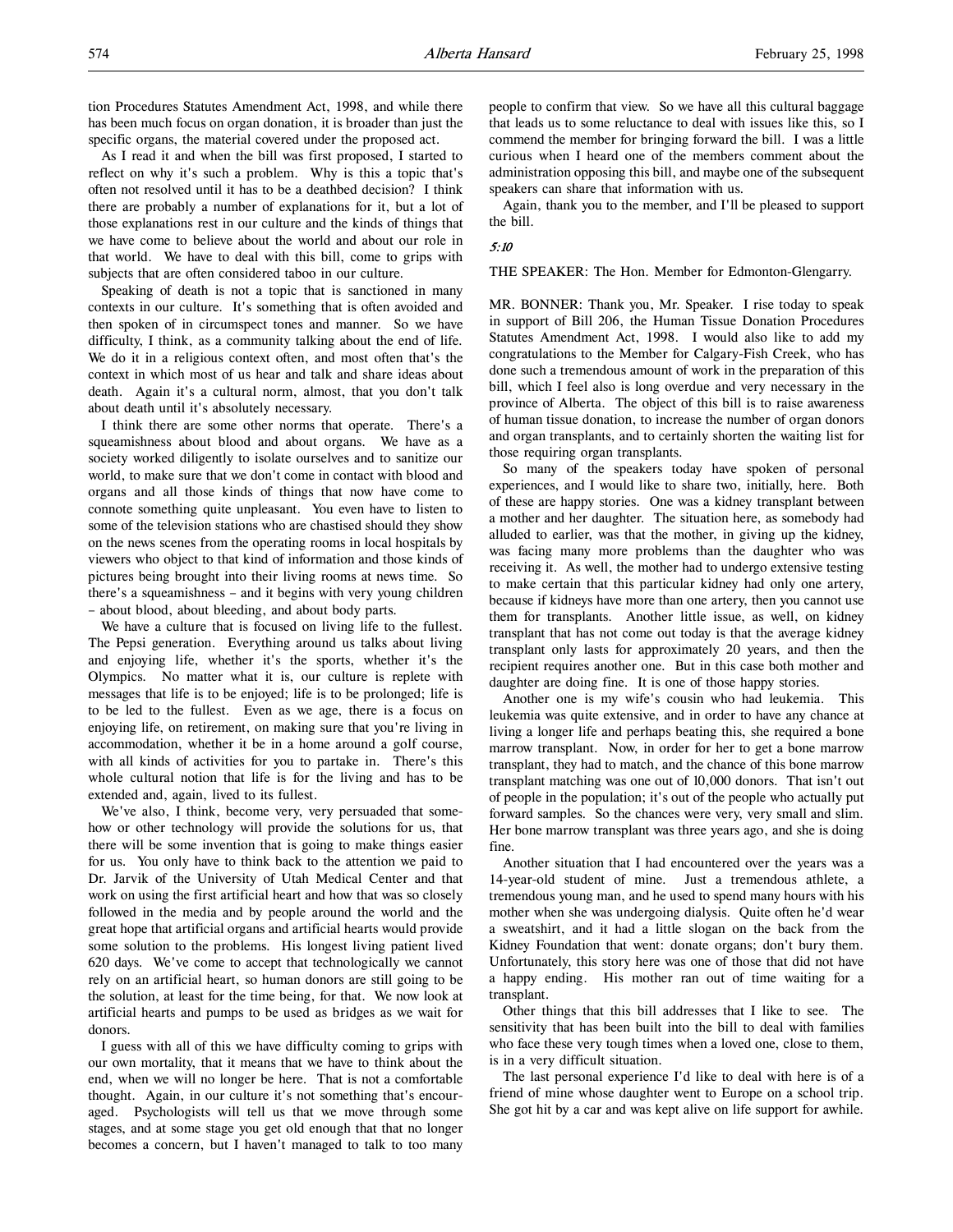tion Procedures Statutes Amendment Act, 1998, and while there has been much focus on organ donation, it is broader than just the specific organs, the material covered under the proposed act.

As I read it and when the bill was first proposed, I started to reflect on why it's such a problem. Why is this a topic that's often not resolved until it has to be a deathbed decision? I think there are probably a number of explanations for it, but a lot of those explanations rest in our culture and the kinds of things that we have come to believe about the world and about our role in that world. We have to deal with this bill, come to grips with subjects that are often considered taboo in our culture.

Speaking of death is not a topic that is sanctioned in many contexts in our culture. It's something that is often avoided and then spoken of in circumspect tones and manner. So we have difficulty, I think, as a community talking about the end of life. We do it in a religious context often, and most often that's the context in which most of us hear and talk and share ideas about death. Again it's a cultural norm, almost, that you don't talk about death until it's absolutely necessary.

I think there are some other norms that operate. There's a squeamishness about blood and about organs. We have as a society worked diligently to isolate ourselves and to sanitize our world, to make sure that we don't come in contact with blood and organs and all those kinds of things that now have come to connote something quite unpleasant. You even have to listen to some of the television stations who are chastised should they show on the news scenes from the operating rooms in local hospitals by viewers who object to that kind of information and those kinds of pictures being brought into their living rooms at news time. So there's a squeamishness – and it begins with very young children – about blood, about bleeding, and about body parts.

We have a culture that is focused on living life to the fullest. The Pepsi generation. Everything around us talks about living and enjoying life, whether it's the sports, whether it's the Olympics. No matter what it is, our culture is replete with messages that life is to be enjoyed; life is to be prolonged; life is to be led to the fullest. Even as we age, there is a focus on enjoying life, on retirement, on making sure that you're living in accommodation, whether it be in a home around a golf course, with all kinds of activities for you to partake in. There's this whole cultural notion that life is for the living and has to be extended and, again, lived to its fullest.

We've also, I think, become very, very persuaded that somehow or other technology will provide the solutions for us, that there will be some invention that is going to make things easier for us. You only have to think back to the attention we paid to Dr. Jarvik of the University of Utah Medical Center and that work on using the first artificial heart and how that was so closely followed in the media and by people around the world and the great hope that artificial organs and artificial hearts would provide some solution to the problems. His longest living patient lived 620 days. We've come to accept that technologically we cannot rely on an artificial heart, so human donors are still going to be the solution, at least for the time being, for that. We now look at artificial hearts and pumps to be used as bridges as we wait for donors.

I guess with all of this we have difficulty coming to grips with our own mortality, that it means that we have to think about the end, when we will no longer be here. That is not a comfortable thought. Again, in our culture it's not something that's encouraged. Psychologists will tell us that we move through some stages, and at some stage you get old enough that that no longer becomes a concern, but I haven't managed to talk to too many people to confirm that view. So we have all this cultural baggage that leads us to some reluctance to deal with issues like this, so I commend the member for bringing forward the bill. I was a little curious when I heard one of the members comment about the administration opposing this bill, and maybe one of the subsequent speakers can share that information with us.

Again, thank you to the member, and I'll be pleased to support the bill.

*5:10*

THE SPEAKER: The Hon. Member for Edmonton-Glengarry.

MR. BONNER: Thank you, Mr. Speaker. I rise today to speak in support of Bill 206, the Human Tissue Donation Procedures Statutes Amendment Act, 1998. I would also like to add my congratulations to the Member for Calgary-Fish Creek, who has done such a tremendous amount of work in the preparation of this bill, which I feel also is long overdue and very necessary in the province of Alberta. The object of this bill is to raise awareness of human tissue donation, to increase the number of organ donors and organ transplants, and to certainly shorten the waiting list for those requiring organ transplants.

So many of the speakers today have spoken of personal experiences, and I would like to share two, initially, here. Both of these are happy stories. One was a kidney transplant between a mother and her daughter. The situation here, as somebody had alluded to earlier, was that the mother, in giving up the kidney, was facing many more problems than the daughter who was receiving it. As well, the mother had to undergo extensive testing to make certain that this particular kidney had only one artery, because if kidneys have more than one artery, then you cannot use them for transplants. Another little issue, as well, on kidney transplant that has not come out today is that the average kidney transplant only lasts for approximately 20 years, and then the recipient requires another one. But in this case both mother and daughter are doing fine. It is one of those happy stories.

Another one is my wife's cousin who had leukemia. This leukemia was quite extensive, and in order to have any chance at living a longer life and perhaps beating this, she required a bone marrow transplant. Now, in order for her to get a bone marrow transplant, they had to match, and the chance of this bone marrow transplant matching was one out of 10,000 donors. That isn't out of people in the population; it's out of the people who actually put forward samples. So the chances were very, very small and slim. Her bone marrow transplant was three years ago, and she is doing fine.

Another situation that I had encountered over the years was a 14-year-old student of mine. Just a tremendous athlete, a tremendous young man, and he used to spend many hours with his mother when she was undergoing dialysis. Quite often he'd wear a sweatshirt, and it had a little slogan on the back from the Kidney Foundation that went: donate organs; don't bury them. Unfortunately, this story here was one of those that did not have a happy ending. His mother ran out of time waiting for a transplant.

Other things that this bill addresses that I like to see. The sensitivity that has been built into the bill to deal with families who face these very tough times when a loved one, close to them, is in a very difficult situation.

The last personal experience I'd like to deal with here is of a friend of mine whose daughter went to Europe on a school trip. She got hit by a car and was kept alive on life support for awhile.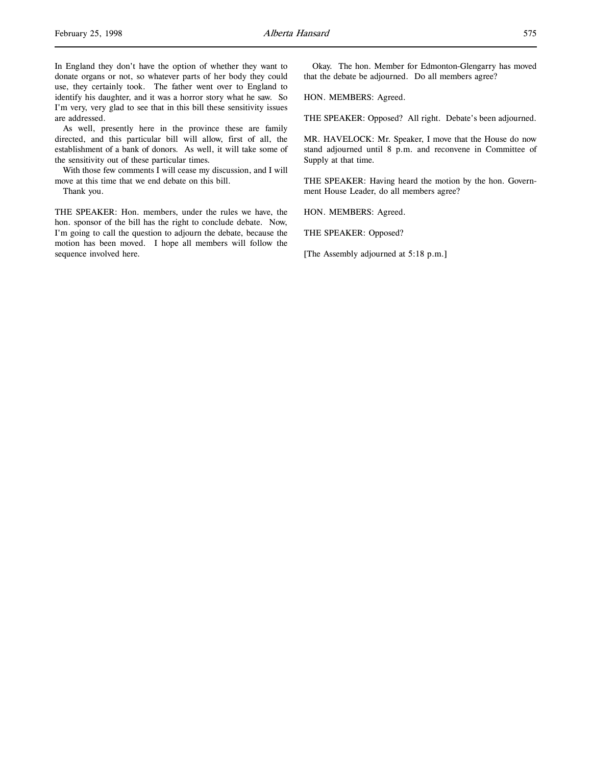In England they don't have the option of whether they want to donate organs or not, so whatever parts of her body they could use, they certainly took. The father went over to England to identify his daughter, and it was a horror story what he saw. So I'm very, very glad to see that in this bill these sensitivity issues are addressed.

As well, presently here in the province these are family directed, and this particular bill will allow, first of all, the establishment of a bank of donors. As well, it will take some of the sensitivity out of these particular times.

With those few comments I will cease my discussion, and I will move at this time that we end debate on this bill.

Thank you.

THE SPEAKER: Hon. members, under the rules we have, the hon. sponsor of the bill has the right to conclude debate. Now, I'm going to call the question to adjourn the debate, because the motion has been moved. I hope all members will follow the sequence involved here.

Okay. The hon. Member for Edmonton-Glengarry has moved that the debate be adjourned. Do all members agree?

HON. MEMBERS: Agreed.

THE SPEAKER: Opposed? All right. Debate's been adjourned.

MR. HAVELOCK: Mr. Speaker, I move that the House do now stand adjourned until 8 p.m. and reconvene in Committee of Supply at that time.

THE SPEAKER: Having heard the motion by the hon. Government House Leader, do all members agree?

HON. MEMBERS: Agreed.

THE SPEAKER: Opposed?

[The Assembly adjourned at 5:18 p.m.]